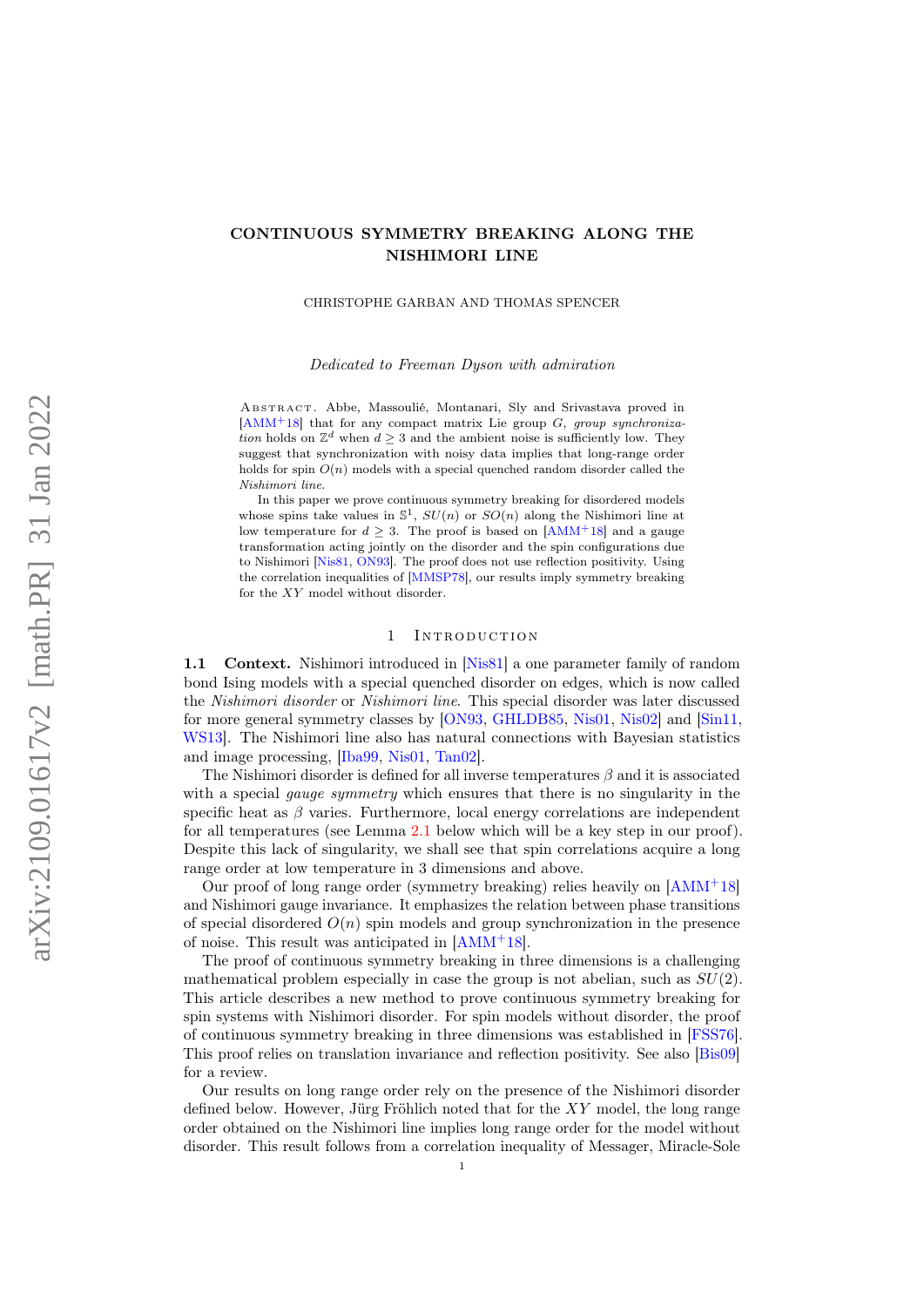# CONTINUOUS SYMMETRY BREAKING ALONG THE NISHIMORI LINE

CHRISTOPHE GARBAN AND THOMAS SPENCER

*Dedicated to Freeman Dyson with admiration*

ABSTRACT. Abbe, Massoulié, Montanari, Sly and Srivastava proved in [AMM+18] that for any compact matrix Lie group $G$, *group synchronization* holds on $\mathbb{Z}^d$ when $d \geq 3$ and the ambient noise is sufficiently low. They suggest that synchronization with noisy data implies that long-range order holds for spin $O(n)$ models with a special quenched random disorder called the *Nishimori line*.

In this paper we prove continuous symmetry breaking for disordered models whose spins take values in $\mathbb{S}^1$, $SU(n)$ or $SO(n)$ along the Nishimori line at low temperature for $d \geq 3$. The proof is based on [AMM+18] and a gauge transformation acting jointly on the disorder and the spin configurations due to Nishimori [Nis81, ON93]. The proof does not use reflection positivity. Using the correlation inequalities of [MMSP78], our results imply symmetry breaking for the $XY$ model without disorder.

## 1 Introduction

**1.1 Context.** Nishimori introduced in [Nis81] a one parameter family of random bond Ising models with a special quenched disorder on edges, which is now called the *Nishimori disorder* or *Nishimori line*. This special disorder was later discussed for more general symmetry classes by [ON93, GHLDB85, Nis01, Nis02] and [Sin11, WS13]. The Nishimori line also has natural connections with Bayesian statistics and image processing, [Iba99, Nis01, Tan02].

The Nishimori disorder is defined for all inverse temperatures $\beta$ and it is associated with a special *gauge symmetry* which ensures that there is no singularity in the specific heat as $\beta$ varies. Furthermore, local energy correlations are independent for all temperatures (see Lemma 2.1 below which will be a key step in our proof). Despite this lack of singularity, we shall see that spin correlations acquire a long range order at low temperature in 3 dimensions and above.

Our proof of long range order (symmetry breaking) relies heavily on [AMM+18] and Nishimori gauge invariance. It emphasizes the relation between phase transitions of special disordered $O(n)$ spin models and group synchronization in the presence of noise. This result was anticipated in [AMM+18].

The proof of continuous symmetry breaking in three dimensions is a challenging mathematical problem especially in case the group is not abelian, such as $SU(2)$. This article describes a new method to prove continuous symmetry breaking for spin systems with Nishimori disorder. For spin models without disorder, the proof of continuous symmetry breaking in three dimensions was established in [FSS76]. This proof relies on translation invariance and reflection positivity. See also [Bis09] for a review.

Our results on long range order rely on the presence of the Nishimori disorder defined below. However, Jürg Fröhlich noted that for the $XY$ model, the long range order obtained on the Nishimori line implies long range order for the model without disorder. This result follows from a correlation inequality of Messager, Miracle-Sole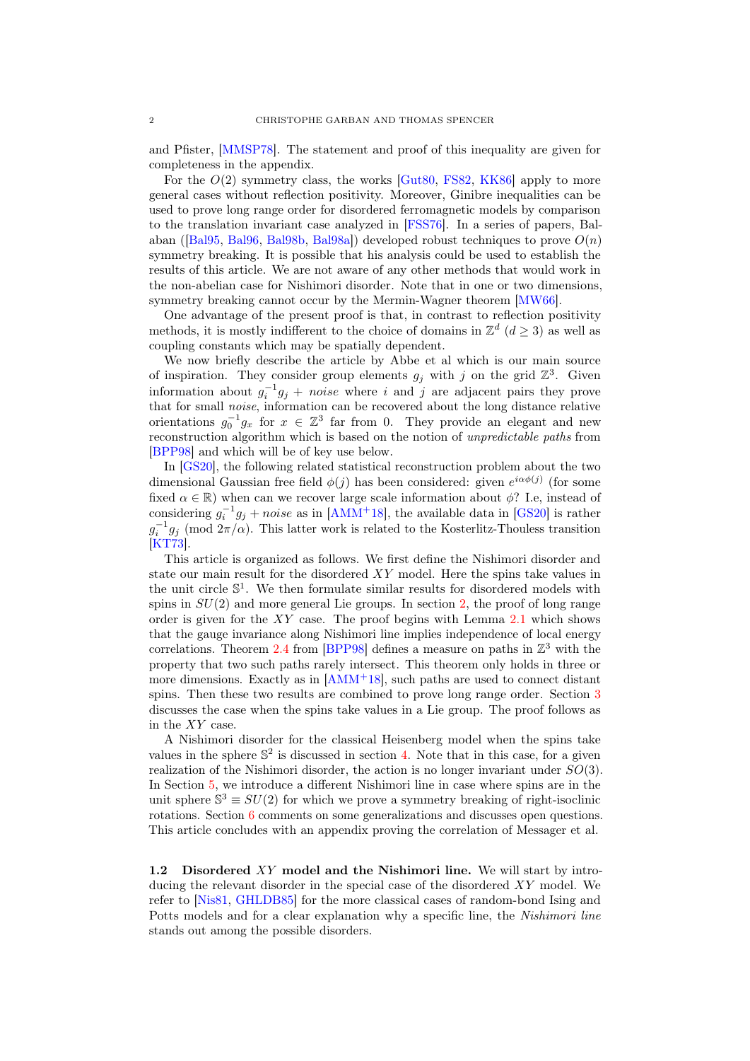and Pfister, [MMSP78]. The statement and proof of this inequality are given for completeness in the appendix.

For the $O(2)$ symmetry class, the works [Gut80, FS82, KK86] apply to more general cases without reflection positivity. Moreover, Ginibre inequalities can be used to prove long range order for disordered ferromagnetic models by comparison to the translation invariant case analyzed in [FSS76]. In a series of papers, Balaban ([Bal95, Bal96, Bal98b, Bal98a]) developed robust techniques to prove $O(n)$ symmetry breaking. It is possible that his analysis could be used to establish the results of this article. We are not aware of any other methods that would work in the non-abelian case for Nishimori disorder. Note that in one or two dimensions, symmetry breaking cannot occur by the Mermin-Wagner theorem [MW66].

One advantage of the present proof is that, in contrast to reflection positivity methods, it is mostly indifferent to the choice of domains in $\mathbb{Z}^d$ ($d \geq 3$) as well as coupling constants which may be spatially dependent.

We now briefly describe the article by Abbe et al which is our main source of inspiration. They consider group elements $g_j$ with $j$ on the grid $\mathbb{Z}^3$. Given information about $g_i^{-1}g_j + \textit{noise}$ where $i$ and $j$ are adjacent pairs they prove that for small *noise*, information can be recovered about the long distance relative orientations $g_0^{-1}g_x$ for $x \in \mathbb{Z}^3$ far from 0. They provide an elegant and new reconstruction algorithm which is based on the notion of *unpredictable paths* from [BPP98] and which will be of key use below.

In [GS20], the following related statistical reconstruction problem about the two dimensional Gaussian free field $\phi(j)$ has been considered: given $e^{i\alpha\phi(j)}$ (for some fixed $\alpha \in \mathbb{R}$) when can we recover large scale information about $\phi$? I.e, instead of considering $g_i^{-1}g_j + \textit{noise}$ as in [AMM+18], the available data in [GS20] is rather $g_i^{-1}g_j \pmod{2\pi/\alpha}$. This latter work is related to the Kosterlitz-Thouless transition [KT73].

This article is organized as follows. We first define the Nishimori disorder and state our main result for the disordered $XY$ model. Here the spins take values in the unit circle $\mathbb{S}^1$. We then formulate similar results for disordered models with spins in $SU(2)$ and more general Lie groups. In section 2, the proof of long range order is given for the $XY$ case. The proof begins with Lemma 2.1 which shows that the gauge invariance along Nishimori line implies independence of local energy correlations. Theorem 2.4 from [BPP98] defines a measure on paths in $\mathbb{Z}^3$ with the property that two such paths rarely intersect. This theorem only holds in three or more dimensions. Exactly as in [AMM+18], such paths are used to connect distant spins. Then these two results are combined to prove long range order. Section 3 discusses the case when the spins take values in a Lie group. The proof follows as in the $XY$ case.

A Nishimori disorder for the classical Heisenberg model when the spins take values in the sphere $\mathbb{S}^2$ is discussed in section 4. Note that in this case, for a given realization of the Nishimori disorder, the action is no longer invariant under $SO(3)$. In Section 5, we introduce a different Nishimori line in case where spins are in the unit sphere $\mathbb{S}^3 \equiv SU(2)$ for which we prove a symmetry breaking of right-isoclinic rotations. Section 6 comments on some generalizations and discusses open questions. This article concludes with an appendix proving the correlation of Messager et al.

**1.2 Disordered $XY$ model and the Nishimori line.** We will start by introducing the relevant disorder in the special case of the disordered $XY$ model. We refer to [Nis81, GHLDB85] for the more classical cases of random-bond Ising and Potts models and for a clear explanation why a specific line, the *Nishimori line* stands out among the possible disorders.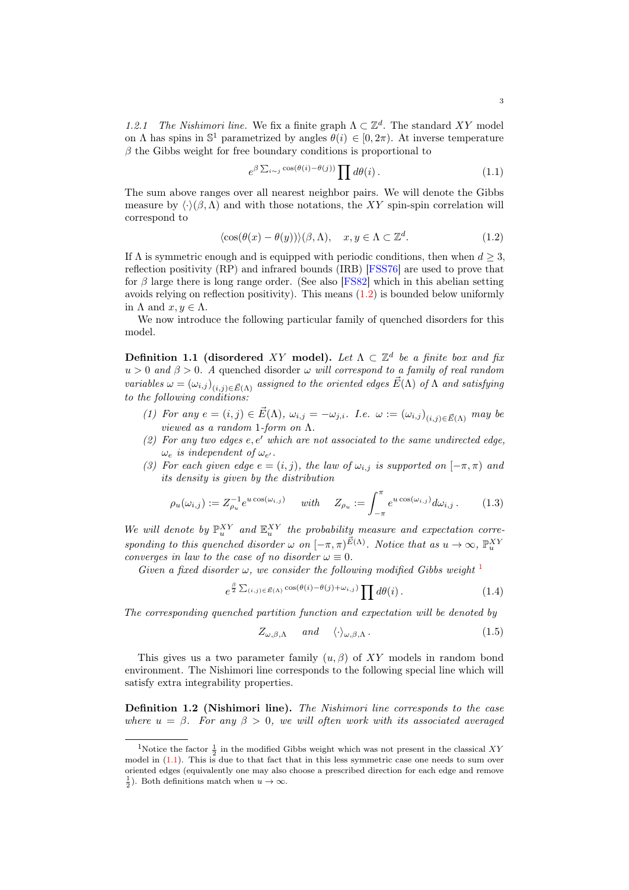*1.2.1 The Nishimori line.* We fix a finite graph $\Lambda \subset \mathbb{Z}^d$. The standard $XY$ model on $\Lambda$ has spins in $\mathbb{S}^1$ parametrized by angles $\theta(i) \in [0, 2\pi)$. At inverse temperature $\beta$ the Gibbs weight for free boundary conditions is proportional to

$$e^{\beta \sum_{i \sim j} \cos(\theta(i) - \theta(j))} \prod d\theta(i)\,. \tag{1.1}$$

The sum above ranges over all nearest neighbor pairs. We will denote the Gibbs measure by $\langle \cdot \rangle(\beta, \Lambda)$ and with those notations, the $XY$ spin-spin correlation will correspond to

$$\langle \cos(\theta(x) - \theta(y)) \rangle(\beta, \Lambda), \quad x, y \in \Lambda \subset \mathbb{Z}^d. \tag{1.2}$$

If $\Lambda$ is symmetric enough and is equipped with periodic conditions, then when $d \geq 3$, reflection positivity (RP) and infrared bounds (IRB) [FSS76] are used to prove that for $\beta$ large there is long range order. (See also [FS82] which in this abelian setting avoids relying on reflection positivity). This means (1.2) is bounded below uniformly in $\Lambda$ and $x, y \in \Lambda$.

We now introduce the following particular family of quenched disorders for this model.

**Definition 1.1 (disordered $XY$ model).** *Let $\Lambda \subset \mathbb{Z}^d$ be a finite box and fix $u > 0$ and $\beta > 0$. A quenched disorder $\omega$ will correspond to a family of real random variables $\omega = (\omega_{i,j})_{(i,j) \in \vec{E}(\Lambda)}$ assigned to the oriented edges $\vec{E}(\Lambda)$ of $\Lambda$ and satisfying to the following conditions:*

1. *For any $e = (i, j) \in \vec{E}(\Lambda)$, $\omega_{i,j} = -\omega_{j,i}$. I.e. $\omega := (\omega_{i,j})_{(i,j) \in \vec{E}(\Lambda)}$ may be viewed as a random 1-form on $\Lambda$.*
2. *For any two edges $e, e'$ which are not associated to the same undirected edge, $\omega_e$ is independent of $\omega_{e'}$.*
3. *For each given edge $e = (i, j)$, the law of $\omega_{i,j}$ is supported on $[-\pi, \pi)$ and its density is given by the distribution*

$$\rho_u(\omega_{i,j}) := Z_{\rho_u}^{-1} e^{u \cos(\omega_{i,j})} \quad \text{with} \quad Z_{\rho_u} := \int_{-\pi}^{\pi} e^{u \cos(\omega_{i,j})} d\omega_{i,j}\,. \tag{1.3}$$

*We will denote by $\mathbb{P}_u^{XY}$ and $\mathbb{E}_u^{XY}$ the probability measure and expectation corresponding to this quenched disorder $\omega$ on $[-\pi, \pi)^{\vec{E}(\Lambda)}$. Notice that as $u \to \infty$, $\mathbb{P}_u^{XY}$ converges in law to the case of no disorder $\omega \equiv 0$.*

*Given a fixed disorder $\omega$, we consider the following modified Gibbs weight* [1]

$$e^{\frac{\beta}{2} \sum_{(i,j) \in \vec{E}(\Lambda)} \cos(\theta(i) - \theta(j) + \omega_{i,j})} \prod d\theta(i)\,. \tag{1.4}$$

*The corresponding quenched partition function and expectation will be denoted by*

$$Z_{\omega,\beta,\Lambda} \quad \text{and} \quad \langle \cdot \rangle_{\omega,\beta,\Lambda}\,. \tag{1.5}$$

This gives us a two parameter family $(u, \beta)$ of $XY$ models in random bond environment. The Nishimori line corresponds to the following special line which will satisfy extra integrability properties.

**Definition 1.2 (Nishimori line).** *The Nishimori line corresponds to the case where $u = \beta$. For any $\beta > 0$, we will often work with its associated averaged*

[1] Notice the factor $\frac{1}{2}$ in the modified Gibbs weight which was not present in the classical $XY$ model in (1.1). This is due to that fact that in this less symmetric case one needs to sum over oriented edges (equivalently one may also choose a prescribed direction for each edge and remove $\frac{1}{2}$). Both definitions match when $u \to \infty$.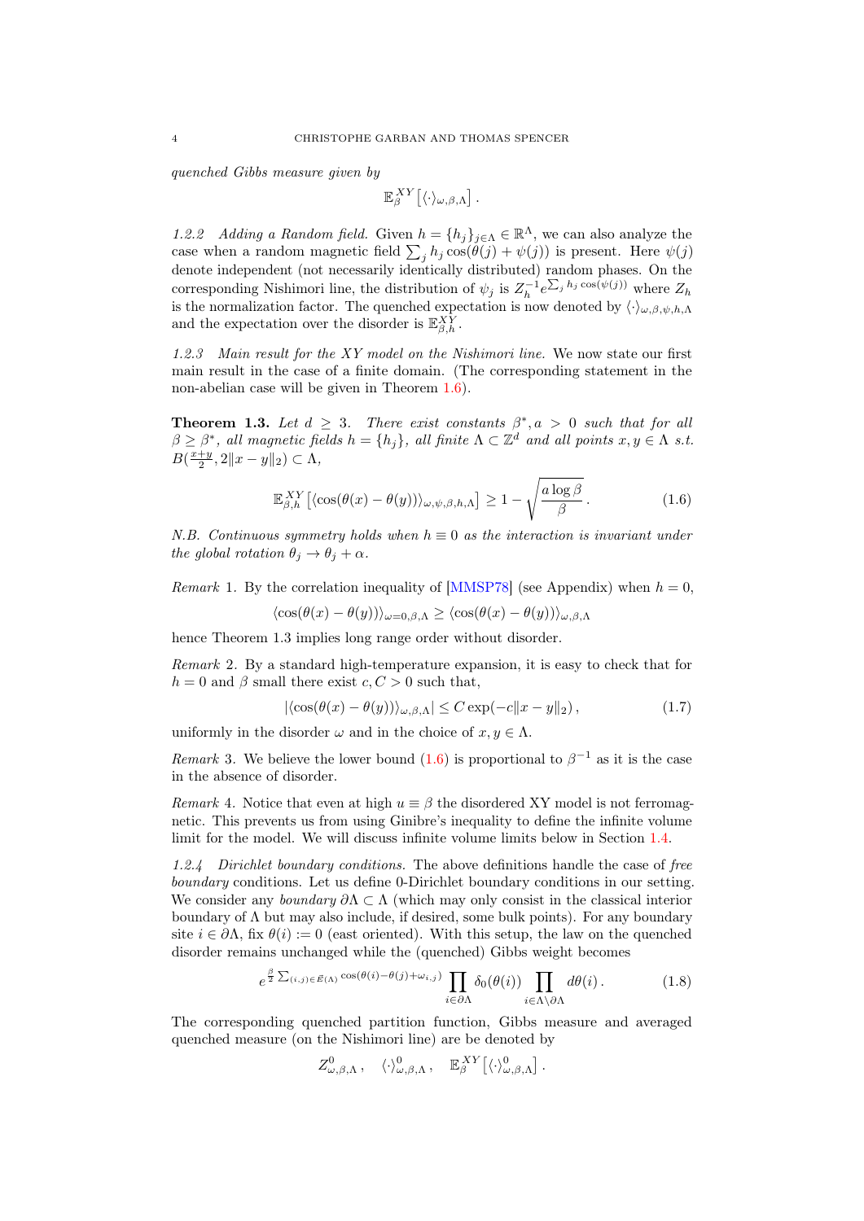*quenched Gibbs measure given by*

$$\mathbb{E}_\beta^{XY}\left[\langle\cdot\rangle_{\omega,\beta,\Lambda}\right].$$

*1.2.2 Adding a Random field.* Given $h = \{h_j\}_{j\in\Lambda} \in \mathbb{R}^\Lambda$, we can also analyze the case when a random magnetic field $\sum_j h_j \cos(\theta(j) + \psi(j))$ is present. Here $\psi(j)$ denote independent (not necessarily identically distributed) random phases. On the corresponding Nishimori line, the distribution of $\psi_j$ is $Z_h^{-1} e^{\sum_j h_j \cos(\psi(j))}$ where $Z_h$ is the normalization factor. The quenched expectation is now denoted by $\langle\cdot\rangle_{\omega,\beta,\psi,h,\Lambda}$ and the expectation over the disorder is $\mathbb{E}_{\beta,h}^{XY}$.

*1.2.3 Main result for the XY model on the Nishimori line.* We now state our first main result in the case of a finite domain. (The corresponding statement in the non-abelian case will be given in Theorem 1.6).

**Theorem 1.3.** *Let $d \geq 3$. There exist constants $\beta^*, a > 0$ such that for all $\beta \geq \beta^*$, all magnetic fields $h = \{h_j\}$, all finite $\Lambda \subset \mathbb{Z}^d$ and all points $x, y \in \Lambda$ s.t. $B(\frac{x+y}{2}, 2\|x-y\|_2) \subset \Lambda$,*

$$\mathbb{E}_{\beta,h}^{XY}\left[\langle \cos(\theta(x) - \theta(y))\rangle_{\omega,\psi,\beta,h,\Lambda}\right] \geq 1 - \sqrt{\frac{a\log\beta}{\beta}}. \tag{1.6}$$

*N.B. Continuous symmetry holds when $h \equiv 0$ as the interaction is invariant under the global rotation $\theta_j \to \theta_j + \alpha$.*

*Remark* 1. By the correlation inequality of [MMSP78] (see Appendix) when $h = 0$,

$$\langle\cos(\theta(x) - \theta(y))\rangle_{\omega=0,\beta,\Lambda} \geq \langle\cos(\theta(x) - \theta(y))\rangle_{\omega,\beta,\Lambda}$$

hence Theorem 1.3 implies long range order without disorder.

*Remark* 2. By a standard high-temperature expansion, it is easy to check that for $h = 0$ and $\beta$ small there exist $c, C > 0$ such that,

$$|\langle\cos(\theta(x) - \theta(y))\rangle_{\omega,\beta,\Lambda}| \leq C\exp(-c\|x-y\|_2), \tag{1.7}$$

uniformly in the disorder $\omega$ and in the choice of $x, y \in \Lambda$.

*Remark* 3. We believe the lower bound (1.6) is proportional to $\beta^{-1}$ as it is the case in the absence of disorder.

*Remark* 4. Notice that even at high $u \equiv \beta$ the disordered XY model is not ferromagnetic. This prevents us from using Ginibre's inequality to define the infinite volume limit for the model. We will discuss infinite volume limits below in Section 1.4.

*1.2.4 Dirichlet boundary conditions.* The above definitions handle the case of *free boundary* conditions. Let us define 0-Dirichlet boundary conditions in our setting. We consider any *boundary* $\partial\Lambda \subset \Lambda$ (which may only consist in the classical interior boundary of $\Lambda$ but may also include, if desired, some bulk points). For any boundary site $i \in \partial\Lambda$, fix $\theta(i) := 0$ (east oriented). With this setup, the law on the quenched disorder remains unchanged while the (quenched) Gibbs weight becomes

$$e^{\frac{\beta}{2}\sum_{(i,j)\in\vec{E}(\Lambda)}\cos(\theta(i)-\theta(j)+\omega_{i,j})}\prod_{i\in\partial\Lambda}\delta_0(\theta(i))\prod_{i\in\Lambda\setminus\partial\Lambda}d\theta(i). \tag{1.8}$$

The corresponding quenched partition function, Gibbs measure and averaged quenched measure (on the Nishimori line) are be denoted by

$$Z^0_{\omega,\beta,\Lambda}, \quad \langle\cdot\rangle^0_{\omega,\beta,\Lambda}, \quad \mathbb{E}_\beta^{XY}\left[\langle\cdot\rangle^0_{\omega,\beta,\Lambda}\right].$$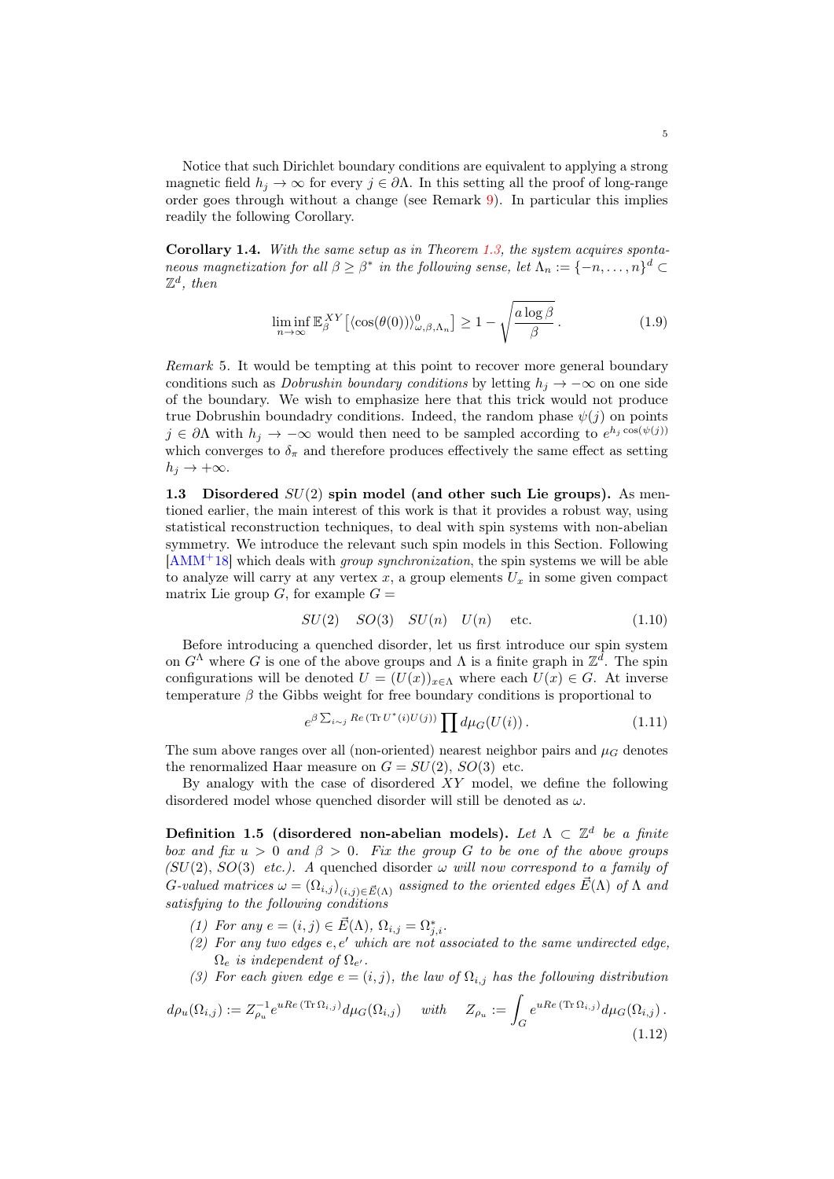Notice that such Dirichlet boundary conditions are equivalent to applying a strong magnetic field $h_j \to \infty$ for every $j \in \partial\Lambda$. In this setting all the proof of long-range order goes through without a change (see Remark 9). In particular this implies readily the following Corollary.

**Corollary 1.4.** *With the same setup as in Theorem 1.3, the system acquires spontaneous magnetization for all $\beta \geq \beta^*$ in the following sense, let $\Lambda_n := \{-n, \ldots, n\}^d \subset \mathbb{Z}^d$, then*

$$\liminf_{n\to\infty} \mathbb{E}^{XY}_{\beta}\left[\langle \cos(\theta(0))\rangle^{0}_{\omega,\beta,\Lambda_n}\right] \geq 1 - \sqrt{\frac{a \log \beta}{\beta}}\,. \tag{1.9}$$

*Remark* 5. It would be tempting at this point to recover more general boundary conditions such as *Dobrushin boundary conditions* by letting $h_j \to -\infty$ on one side of the boundary. We wish to emphasize here that this trick would not produce true Dobrushin boundadry conditions. Indeed, the random phase $\psi(j)$ on points $j \in \partial\Lambda$ with $h_j \to -\infty$ would then need to be sampled according to $e^{h_j \cos(\psi(j))}$ which converges to $\delta_\pi$ and therefore produces effectively the same effect as setting $h_j \to +\infty$.

**1.3 Disordered $SU(2)$ spin model (and other such Lie groups).** As mentioned earlier, the main interest of this work is that it provides a robust way, using statistical reconstruction techniques, to deal with spin systems with non-abelian symmetry. We introduce the relevant such spin models in this Section. Following [AMM+18] which deals with *group synchronization*, the spin systems we will be able to analyze will carry at any vertex $x$, a group elements $U_x$ in some given compact matrix Lie group $G$, for example $G =$

$$SU(2) \quad SO(3) \quad SU(n) \quad U(n) \qquad \text{etc.} \tag{1.10}$$

Before introducing a quenched disorder, let us first introduce our spin system on $G^\Lambda$ where $G$ is one of the above groups and $\Lambda$ is a finite graph in $\mathbb{Z}^d$. The spin configurations will be denoted $U = (U(x))_{x\in\Lambda}$ where each $U(x) \in G$. At inverse temperature $\beta$ the Gibbs weight for free boundary conditions is proportional to

$$e^{\beta \sum_{i\sim j} Re\,(\mathrm{Tr}\, U^*(i)U(j))} \prod d\mu_G(U(i))\,. \tag{1.11}$$

The sum above ranges over all (non-oriented) nearest neighbor pairs and $\mu_G$ denotes the renormalized Haar measure on $G = SU(2), SO(3)$ etc.

By analogy with the case of disordered $XY$ model, we define the following disordered model whose quenched disorder will still be denoted as $\omega$.

**Definition 1.5 (disordered non-abelian models).** *Let $\Lambda \subset \mathbb{Z}^d$ be a finite box and fix $u > 0$ and $\beta > 0$. Fix the group $G$ to be one of the above groups ($SU(2)$, $SO(3)$ etc.). A quenched disorder $\omega$ will now correspond to a family of $G$-valued matrices $\omega = (\Omega_{i,j})_{(i,j)\in\vec{E}(\Lambda)}$ assigned to the oriented edges $\vec{E}(\Lambda)$ of $\Lambda$ and satisfying to the following conditions*

*(1) For any $e = (i,j) \in \vec{E}(\Lambda)$, $\Omega_{i,j} = \Omega^*_{j,i}$.*

*(2) For any two edges $e, e'$ which are not associated to the same undirected edge, $\Omega_e$ is independent of $\Omega_{e'}$.*

*(3) For each given edge $e = (i,j)$, the law of $\Omega_{i,j}$ has the following distribution*

$$d\rho_u(\Omega_{i,j}) := Z^{-1}_{\rho_u} e^{uRe\,(\mathrm{Tr}\,\Omega_{i,j})} d\mu_G(\Omega_{i,j}) \quad \text{ with } \quad Z_{\rho_u} := \int_G e^{uRe\,(\mathrm{Tr}\,\Omega_{i,j})} d\mu_G(\Omega_{i,j})\,. \tag{1.12}$$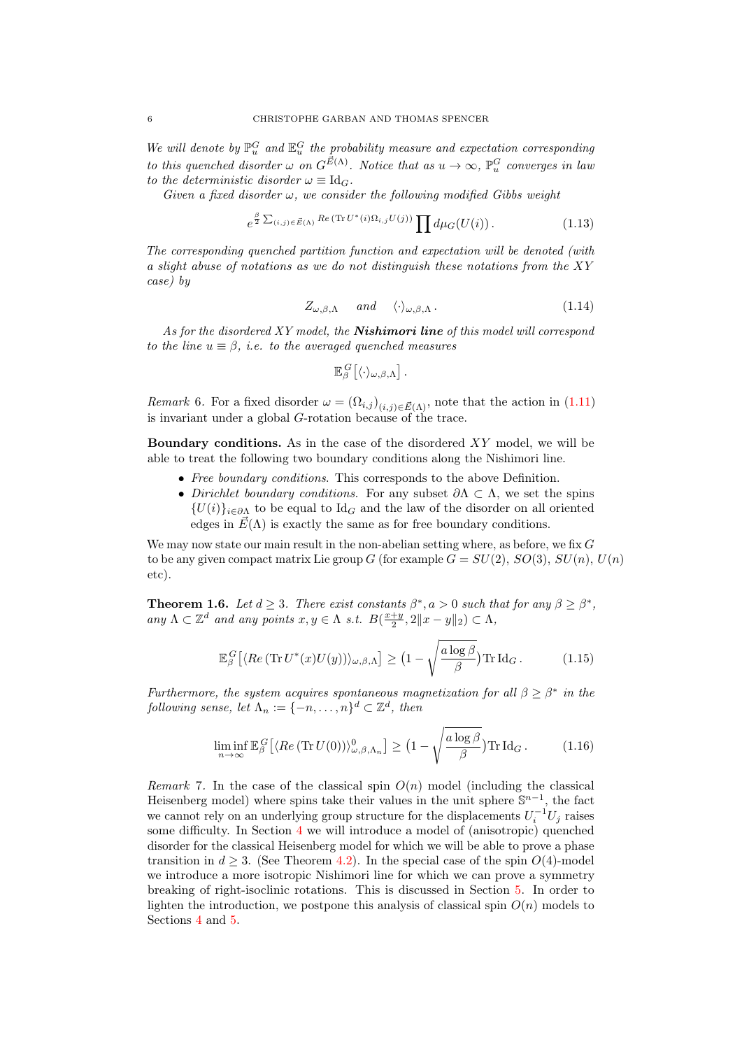*We will denote by $\mathbb{P}_u^G$ and $\mathbb{E}_u^G$ the probability measure and expectation corresponding to this quenched disorder $\omega$ on $G^{\vec{E}(\Lambda)}$. Notice that as $u \to \infty$, $\mathbb{P}_u^G$ converges in law to the deterministic disorder $\omega \equiv \mathrm{Id}_G$.*

*Given a fixed disorder $\omega$, we consider the following modified Gibbs weight*

$$e^{\frac{\beta}{2} \sum_{(i,j)\in \vec{E}(\Lambda)} Re\,(\mathrm{Tr}\, U^*(i) \Omega_{i,j} U(j))} \prod d\mu_G(U(i))\,. \tag{1.13}$$

*The corresponding quenched partition function and expectation will be denoted (with a slight abuse of notations as we do not distinguish these notations from the XY case) by*

$$Z_{\omega,\beta,\Lambda} \quad \text{and} \quad \langle \cdot \rangle_{\omega,\beta,\Lambda}\,. \tag{1.14}$$

*As for the disordered XY model, the **Nishimori line** of this model will correspond to the line $u \equiv \beta$, i.e. to the averaged quenched measures*

$$\mathbb{E}_\beta^G\big[\langle \cdot \rangle_{\omega,\beta,\Lambda}\big]\,.$$

*Remark* 6. For a fixed disorder $\omega = (\Omega_{i,j})_{(i,j)\in \vec{E}(\Lambda)}$, note that the action in (1.11) is invariant under a global $G$-rotation because of the trace.

**Boundary conditions.** As in the case of the disordered $XY$ model, we will be able to treat the following two boundary conditions along the Nishimori line.

- *Free boundary conditions.* This corresponds to the above Definition.
- *Dirichlet boundary conditions.* For any subset $\partial\Lambda \subset \Lambda$, we set the spins $\{U(i)\}_{i\in\partial\Lambda}$ to be equal to $\mathrm{Id}_G$ and the law of the disorder on all oriented edges in $\vec{E}(\Lambda)$ is exactly the same as for free boundary conditions.

We may now state our main result in the non-abelian setting where, as before, we fix $G$ to be any given compact matrix Lie group $G$ (for example $G = SU(2)$, $SO(3)$, $SU(n)$, $U(n)$ etc).

**Theorem 1.6.** *Let $d \geq 3$. There exist constants $\beta^*, a > 0$ such that for any $\beta \geq \beta^*$, any $\Lambda \subset \mathbb{Z}^d$ and any points $x, y \in \Lambda$ s.t. $B(\frac{x+y}{2}, 2\|x-y\|_2) \subset \Lambda$,*

$$\mathbb{E}_\beta^G\big[\langle Re\,(\mathrm{Tr}\, U^*(x)U(y))\rangle_{\omega,\beta,\Lambda}\big] \geq \big(1 - \sqrt{\frac{a\log\beta}{\beta}}\big)\,\mathrm{Tr}\,\mathrm{Id}_G\,. \tag{1.15}$$

*Furthermore, the system acquires spontaneous magnetization for all $\beta \geq \beta^*$ in the following sense, let $\Lambda_n := \{-n,\ldots,n\}^d \subset \mathbb{Z}^d$, then*

$$\liminf_{n\to\infty} \mathbb{E}_\beta^G\big[\langle Re\,(\mathrm{Tr}\, U(0))\rangle^0_{\omega,\beta,\Lambda_n}\big] \geq \big(1 - \sqrt{\frac{a\log\beta}{\beta}}\big)\,\mathrm{Tr}\,\mathrm{Id}_G\,. \tag{1.16}$$

*Remark* 7. In the case of the classical spin $O(n)$ model (including the classical Heisenberg model) where spins take their values in the unit sphere $\mathbb{S}^{n-1}$, the fact we cannot rely on an underlying group structure for the displacements $U_i^{-1}U_j$ raises some difficulty. In Section 4 we will introduce a model of (anisotropic) quenched disorder for the classical Heisenberg model for which we will be able to prove a phase transition in $d \geq 3$. (See Theorem 4.2). In the special case of the spin $O(4)$-model we introduce a more isotropic Nishimori line for which we can prove a symmetry breaking of right-isoclinic rotations. This is discussed in Section 5. In order to lighten the introduction, we postpone this analysis of classical spin $O(n)$ models to Sections 4 and 5.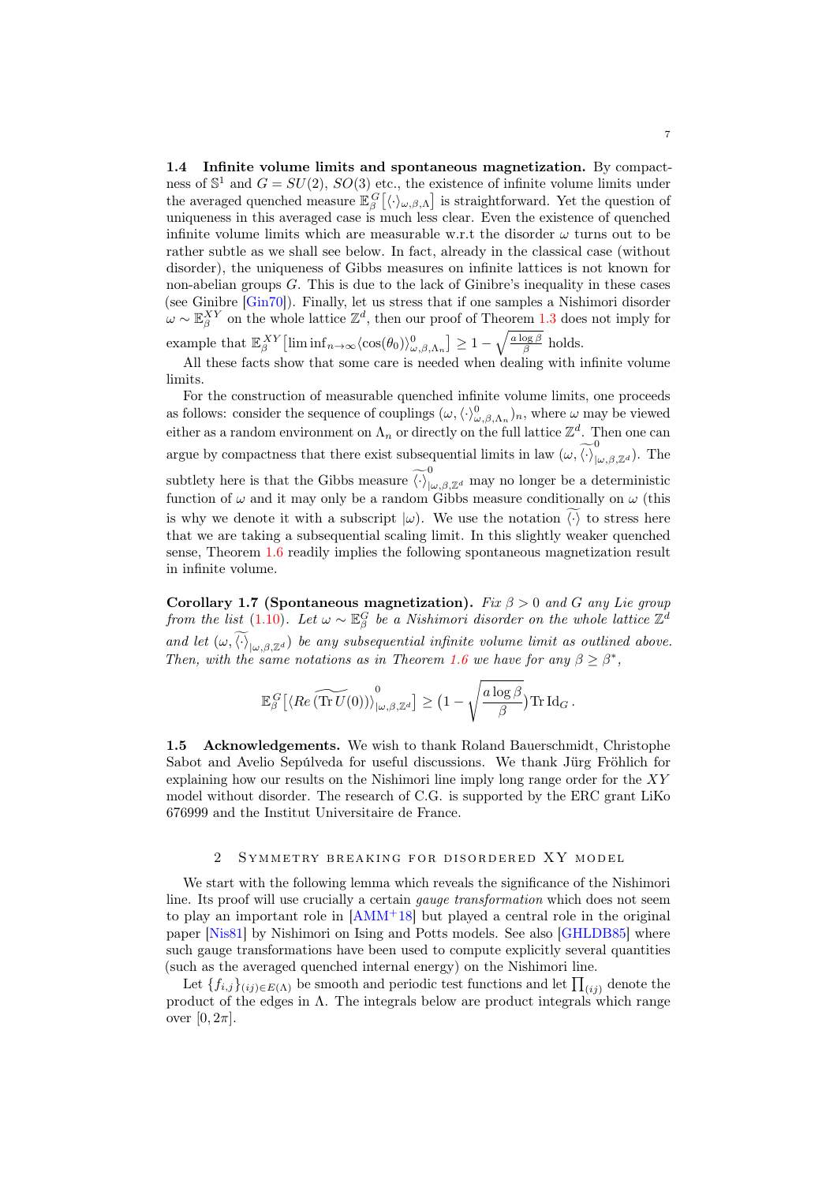**1.4 Infinite volume limits and spontaneous magnetization.** By compactness of $\mathbb{S}^1$ and $G = SU(2)$, $SO(3)$ etc., the existence of infinite volume limits under the averaged quenched measure $\mathbb{E}^G_\beta\big[\langle\cdot\rangle_{\omega,\beta,\Lambda}\big]$ is straightforward. Yet the question of uniqueness in this averaged case is much less clear. Even the existence of quenched infinite volume limits which are measurable w.r.t the disorder $\omega$ turns out to be rather subtle as we shall see below. In fact, already in the classical case (without disorder), the uniqueness of Gibbs measures on infinite lattices is not known for non-abelian groups $G$. This is due to the lack of Ginibre's inequality in these cases (see Ginibre [Gin70]). Finally, let us stress that if one samples a Nishimori disorder $\omega \sim \mathbb{E}^{XY}_\beta$ on the whole lattice $\mathbb{Z}^d$, then our proof of Theorem 1.3 does not imply for example that $\mathbb{E}^{XY}_\beta\big[\liminf_{n\to\infty}\langle\cos(\theta_0)\rangle^0_{\omega,\beta,\Lambda_n}\big] \geq 1 - \sqrt{\frac{a\log\beta}{\beta}}$ holds.

All these facts show that some care is needed when dealing with infinite volume limits.

For the construction of measurable quenched infinite volume limits, one proceeds as follows: consider the sequence of couplings $(\omega, \langle\cdot\rangle^0_{\omega,\beta,\Lambda_n})_n$, where $\omega$ may be viewed either as a random environment on $\Lambda_n$ or directly on the full lattice $\mathbb{Z}^d$. Then one can argue by compactness that there exist subsequential limits in law $(\omega, \widetilde{\langle\cdot\rangle}^0_{|\omega,\beta,\mathbb{Z}^d})$. The subtlety here is that the Gibbs measure $\widetilde{\langle\cdot\rangle}^0_{|\omega,\beta,\mathbb{Z}^d}$ may no longer be a deterministic function of $\omega$ and it may only be a random Gibbs measure conditionally on $\omega$ (this is why we denote it with a subscript $|\omega$). We use the notation $\widetilde{\langle\cdot\rangle}$ to stress here that we are taking a subsequential scaling limit. In this slightly weaker quenched sense, Theorem 1.6 readily implies the following spontaneous magnetization result in infinite volume.

**Corollary 1.7 (Spontaneous magnetization).** *Fix $\beta > 0$ and $G$ any Lie group from the list (1.10). Let $\omega \sim \mathbb{E}^G_\beta$ be a Nishimori disorder on the whole lattice $\mathbb{Z}^d$ and let $(\omega, \widetilde{\langle\cdot\rangle}_{|\omega,\beta,\mathbb{Z}^d})$ be any subsequential infinite volume limit as outlined above. Then, with the same notations as in Theorem 1.6 we have for any $\beta \geq \beta^*$,*

$$\mathbb{E}^G_\beta\big[\widetilde{\langle Re\,(\mathrm{Tr}\,U(0))\rangle}^0_{|\omega,\beta,\mathbb{Z}^d}\big] \geq \big(1 - \sqrt{\frac{a\log\beta}{\beta}}\big)\,\mathrm{Tr}\,\mathrm{Id}_G\,.$$

**1.5 Acknowledgements.** We wish to thank Roland Bauerschmidt, Christophe Sabot and Avelio Sepúlveda for useful discussions. We thank Jürg Fröhlich for explaining how our results on the Nishimori line imply long range order for the $XY$ model without disorder. The research of C.G. is supported by the ERC grant LiKo 676999 and the Institut Universitaire de France.

## 2 Symmetry breaking for disordered XY model

We start with the following lemma which reveals the significance of the Nishimori line. Its proof will use crucially a certain *gauge transformation* which does not seem to play an important role in [AMM+18] but played a central role in the original paper [Nis81] by Nishimori on Ising and Potts models. See also [GHLDB85] where such gauge transformations have been used to compute explicitly several quantities (such as the averaged quenched internal energy) on the Nishimori line.

Let $\{f_{i,j}\}_{(ij)\in E(\Lambda)}$ be smooth and periodic test functions and let $\prod_{(ij)}$ denote the product of the edges in $\Lambda$. The integrals below are product integrals which range over $[0, 2\pi]$.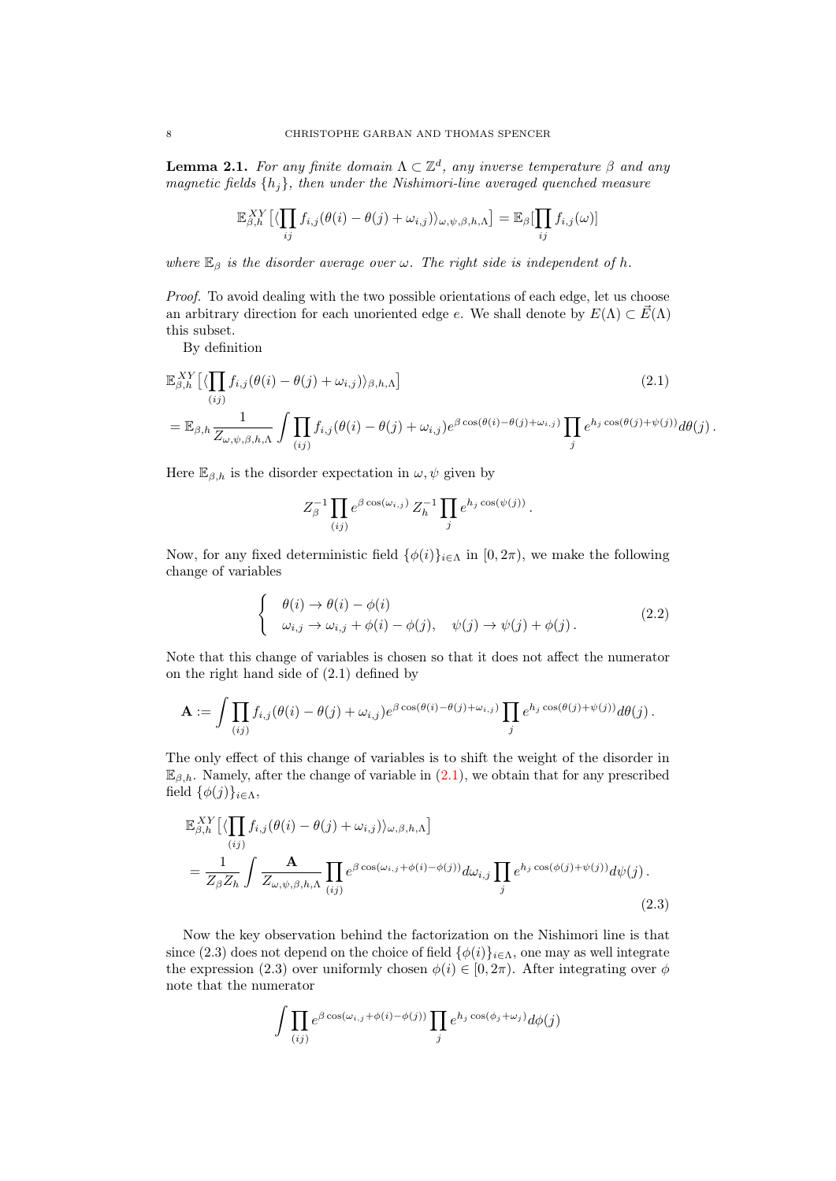**Lemma 2.1.** *For any finite domain $\Lambda \subset \mathbb{Z}^d$, any inverse temperature $\beta$ and any magnetic fields $\{h_j\}$, then under the Nishimori-line averaged quenched measure*

$$\mathbb{E}^{XY}_{\beta,h}\big[\langle \prod_{ij} f_{i,j}(\theta(i)-\theta(j)+\omega_{i,j})\rangle_{\omega,\psi,\beta,h,\Lambda}\big] = \mathbb{E}_\beta[\prod_{ij} f_{i,j}(\omega)]$$

*where $\mathbb{E}_\beta$ is the disorder average over $\omega$. The right side is independent of $h$.*

*Proof.* To avoid dealing with the two possible orientations of each edge, let us choose an arbitrary direction for each unoriented edge $e$. We shall denote by $E(\Lambda) \subset \vec{E}(\Lambda)$ this subset.

By definition

$$\begin{aligned}
&\mathbb{E}^{XY}_{\beta,h}\big[\langle \prod_{(ij)} f_{i,j}(\theta(i)-\theta(j)+\omega_{i,j})\rangle_{\beta,h,\Lambda}\big] \qquad (2.1)\\
&= \mathbb{E}_{\beta,h}\frac{1}{Z_{\omega,\psi,\beta,h,\Lambda}}\int \prod_{(ij)} f_{i,j}(\theta(i)-\theta(j)+\omega_{i,j})e^{\beta\cos(\theta(i)-\theta(j)+\omega_{i,j})}\prod_j e^{h_j\cos(\theta(j)+\psi(j))}d\theta(j)\,.
\end{aligned}$$

Here $\mathbb{E}_{\beta,h}$ is the disorder expectation in $\omega, \psi$ given by

$$Z_\beta^{-1}\prod_{(ij)} e^{\beta\cos(\omega_{i,j})}\, Z_h^{-1}\prod_j e^{h_j\cos(\psi(j))}\,.$$

Now, for any fixed deterministic field $\{\phi(i)\}_{i\in\Lambda}$ in $[0,2\pi)$, we make the following change of variables

$$\begin{cases} \theta(i) \to \theta(i)-\phi(i) \\ \omega_{i,j} \to \omega_{i,j}+\phi(i)-\phi(j), \quad \psi(j)\to\psi(j)+\phi(j)\,. \end{cases} \qquad (2.2)$$

Note that this change of variables is chosen so that it does not affect the numerator on the right hand side of (2.1) defined by

$$\mathbf{A} := \int \prod_{(ij)} f_{i,j}(\theta(i)-\theta(j)+\omega_{i,j})e^{\beta\cos(\theta(i)-\theta(j)+\omega_{i,j})}\prod_j e^{h_j\cos(\theta(j)+\psi(j))}d\theta(j)\,.$$

The only effect of this change of variables is to shift the weight of the disorder in $\mathbb{E}_{\beta,h}$. Namely, after the change of variable in (2.1), we obtain that for any prescribed field $\{\phi(j)\}_{i\in\Lambda}$,

$$\begin{aligned}
&\mathbb{E}^{XY}_{\beta,h}\big[\langle \prod_{(ij)} f_{i,j}(\theta(i)-\theta(j)+\omega_{i,j})\rangle_{\omega,\beta,h,\Lambda}\big]\\
&= \frac{1}{Z_\beta Z_h}\int \frac{\mathbf{A}}{Z_{\omega,\psi,\beta,h,\Lambda}}\prod_{(ij)} e^{\beta\cos(\omega_{i,j}+\phi(i)-\phi(j))}d\omega_{i,j}\prod_j e^{h_j\cos(\phi(j)+\psi(j))}d\psi(j)\,. 
\end{aligned} \qquad (2.3)$$

Now the key observation behind the factorization on the Nishimori line is that since (2.3) does not depend on the choice of field $\{\phi(i)\}_{i\in\Lambda}$, one may as well integrate the expression (2.3) over uniformly chosen $\phi(i)\in[0,2\pi)$. After integrating over $\phi$ note that the numerator

$$\int \prod_{(ij)} e^{\beta\cos(\omega_{i,j}+\phi(i)-\phi(j))}\prod_j e^{h_j\cos(\phi_j+\omega_j)}d\phi(j)$$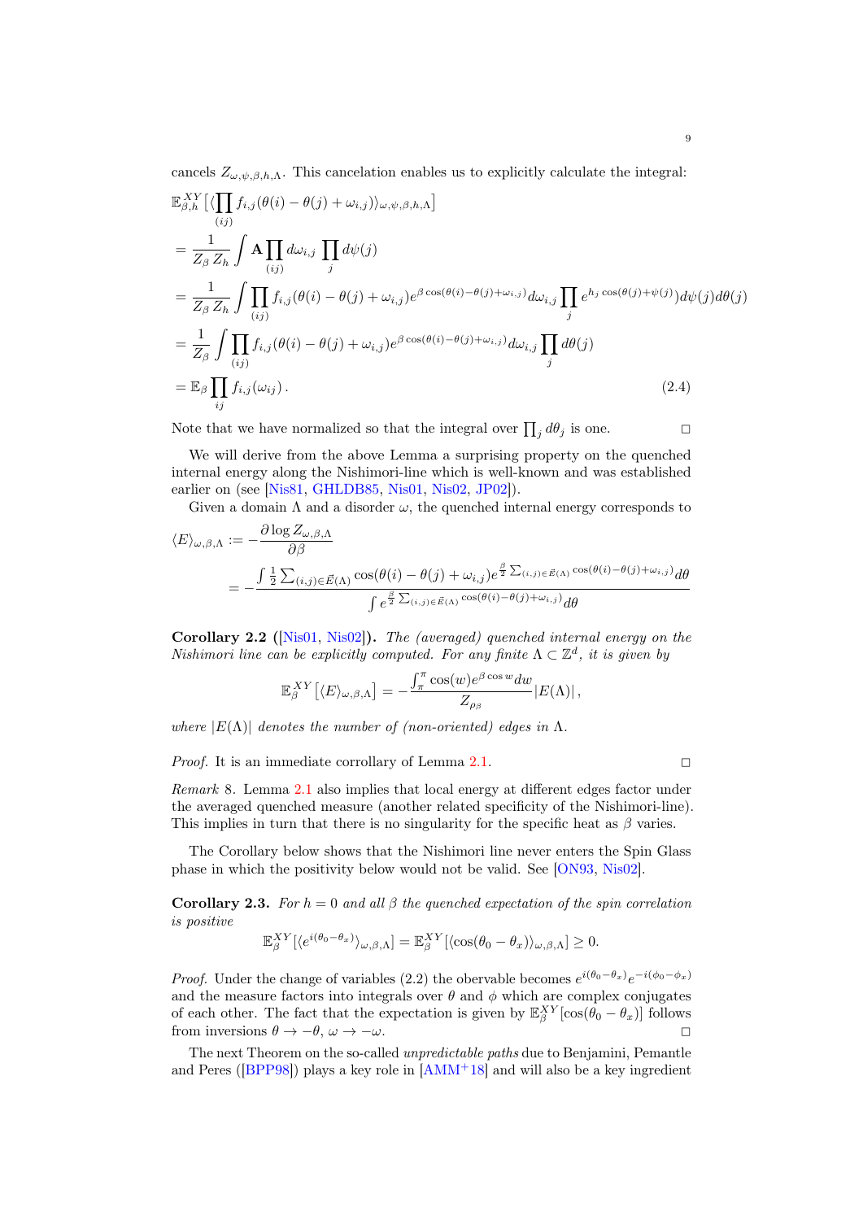cancels $Z_{\omega,\psi,\beta,h,\Lambda}$. This cancelation enables us to explicitly calculate the integral:

$$
\begin{aligned}
&\mathbb{E}^{XY}_{\beta,h}\big[\langle\prod_{(ij)} f_{i,j}(\theta(i)-\theta(j)+\omega_{i,j})\rangle_{\omega,\psi,\beta,h,\Lambda}\big] \\
&= \frac{1}{Z_\beta\, Z_h}\int \mathbf{A}\prod_{(ij)} d\omega_{i,j}\,\prod_j d\psi(j) \\
&= \frac{1}{Z_\beta\, Z_h}\int \prod_{(ij)} f_{i,j}(\theta(i)-\theta(j)+\omega_{i,j})e^{\beta\cos(\theta(i)-\theta(j)+\omega_{i,j})}d\omega_{i,j}\prod_j e^{h_j\cos(\theta(j)+\psi(j))}d\psi(j)d\theta(j) \\
&= \frac{1}{Z_\beta}\int \prod_{(ij)} f_{i,j}(\theta(i)-\theta(j)+\omega_{i,j})e^{\beta\cos(\theta(i)-\theta(j)+\omega_{i,j})}d\omega_{i,j}\prod_j d\theta(j) \\
&= \mathbb{E}_\beta\prod_{ij} f_{i,j}(\omega_{ij})\,. 
\end{aligned}
\tag{2.4}
$$

Note that we have normalized so that the integral over $\prod_j d\theta_j$ is one. □

We will derive from the above Lemma a surprising property on the quenched internal energy along the Nishimori-line which is well-known and was established earlier on (see [Nis81, GHLDB85, Nis01, Nis02, JP02]).

Given a domain $\Lambda$ and a disorder $\omega$, the quenched internal energy corresponds to

$$
\begin{aligned}
\langle E\rangle_{\omega,\beta,\Lambda} &:= -\frac{\partial \log Z_{\omega,\beta,\Lambda}}{\partial\beta} \\
&= -\frac{\int \frac{1}{2}\sum_{(i,j)\in\vec{E}(\Lambda)}\cos(\theta(i)-\theta(j)+\omega_{i,j})e^{\frac{\beta}{2}\sum_{(i,j)\in\vec{E}(\Lambda)}\cos(\theta(i)-\theta(j)+\omega_{i,j})}d\theta}{\int e^{\frac{\beta}{2}\sum_{(i,j)\in\vec{E}(\Lambda)}\cos(\theta(i)-\theta(j)+\omega_{i,j})}d\theta}
\end{aligned}
$$

**Corollary 2.2** ([Nis01, Nis02])**.** *The (averaged) quenched internal energy on the Nishimori line can be explicitly computed. For any finite $\Lambda\subset\mathbb{Z}^d$, it is given by*

$$
\mathbb{E}^{XY}_\beta\big[\langle E\rangle_{\omega,\beta,\Lambda}\big] = -\frac{\int_\pi^\pi \cos(w)e^{\beta\cos w}dw}{Z_{\rho_\beta}}|E(\Lambda)|\,,
$$

*where $|E(\Lambda)|$ denotes the number of (non-oriented) edges in $\Lambda$.*

*Proof.* It is an immediate corollary of Lemma 2.1. □

*Remark* 8. Lemma 2.1 also implies that local energy at different edges factor under the averaged quenched measure (another related specificity of the Nishimori-line). This implies in turn that there is no singularity for the specific heat as $\beta$ varies.

The Corollary below shows that the Nishimori line never enters the Spin Glass phase in which the positivity below would not be valid. See [ON93, Nis02].

**Corollary 2.3.** *For $h=0$ and all $\beta$ the quenched expectation of the spin correlation is positive*

$$
\mathbb{E}^{XY}_\beta[\langle e^{i(\theta_0-\theta_x)}\rangle_{\omega,\beta,\Lambda}] = \mathbb{E}^{XY}_\beta[\langle\cos(\theta_0-\theta_x)\rangle_{\omega,\beta,\Lambda}] \geq 0.
$$

*Proof.* Under the change of variables (2.2) the observable becomes $e^{i(\theta_0-\theta_x)}e^{-i(\phi_0-\phi_x)}$ and the measure factors into integrals over $\theta$ and $\phi$ which are complex conjugates of each other. The fact that the expectation is given by $\mathbb{E}^{XY}_\beta[\cos(\theta_0-\theta_x)]$ follows from inversions $\theta\to-\theta$, $\omega\to-\omega$. □

The next Theorem on the so-called *unpredictable paths* due to Benjamini, Pemantle and Peres ([BPP98]) plays a key role in [AMM+18] and will also be a key ingredient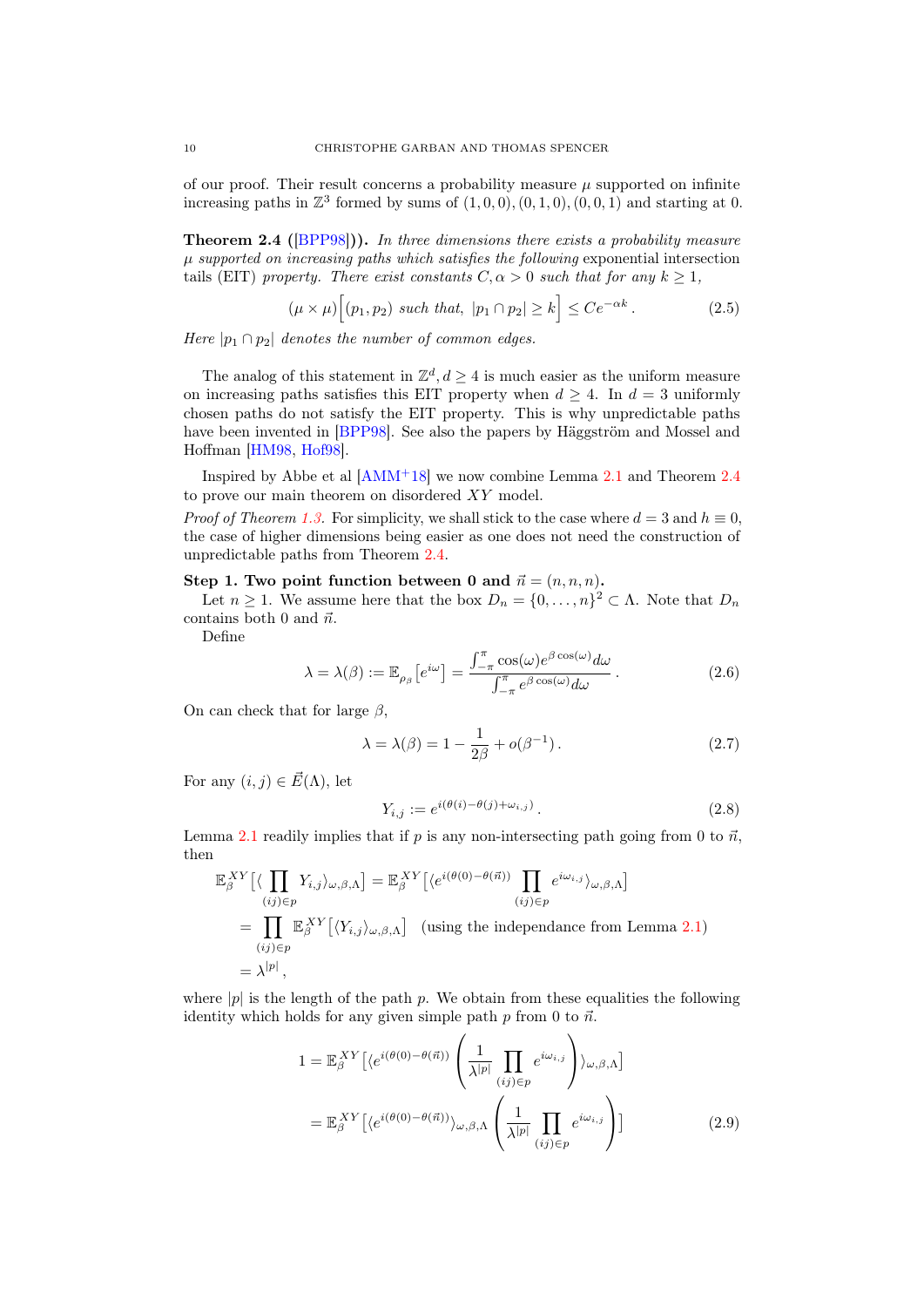of our proof. Their result concerns a probability measure $\mu$ supported on infinite increasing paths in $\mathbb{Z}^3$ formed by sums of $(1,0,0),(0,1,0),(0,0,1)$ and starting at 0.

**Theorem 2.4 ([BPP98]).** *In three dimensions there exists a probability measure $\mu$ supported on increasing paths which satisfies the following* exponential intersection tails (EIT) *property. There exist constants $C, \alpha > 0$ such that for any $k \geq 1$,*

$$(\mu \times \mu)\Big[(p_1, p_2) \text{ such that, } |p_1 \cap p_2| \geq k\Big] \leq C e^{-\alpha k}\,. \tag{2.5}$$

*Here $|p_1 \cap p_2|$ denotes the number of common edges.*

The analog of this statement in $\mathbb{Z}^d, d \geq 4$ is much easier as the uniform measure on increasing paths satisfies this EIT property when $d \geq 4$. In $d = 3$ uniformly chosen paths do not satisfy the EIT property. This is why unpredictable paths have been invented in [BPP98]. See also the papers by Häggström and Mossel and Hoffman [HM98, Hof98].

Inspired by Abbe et al [AMM+18] we now combine Lemma 2.1 and Theorem 2.4 to prove our main theorem on disordered $XY$ model.

*Proof of Theorem 1.3.* For simplicity, we shall stick to the case where $d = 3$ and $h \equiv 0$, the case of higher dimensions being easier as one does not need the construction of unpredictable paths from Theorem 2.4.

**Step 1. Two point function between 0 and $\vec{n} = (n, n, n)$.**

Let $n \geq 1$. We assume here that the box $D_n = \{0, \ldots, n\}^2 \subset \Lambda$. Note that $D_n$ contains both 0 and $\vec{n}$.

Define

$$\lambda = \lambda(\beta) := \mathbb{E}_{\rho_\beta}\left[e^{i\omega}\right] = \frac{\int_{-\pi}^{\pi} \cos(\omega) e^{\beta \cos(\omega)} d\omega}{\int_{-\pi}^{\pi} e^{\beta \cos(\omega)} d\omega}\,. \tag{2.6}$$

On can check that for large $\beta$,

$$\lambda = \lambda(\beta) = 1 - \frac{1}{2\beta} + o(\beta^{-1})\,. \tag{2.7}$$

For any $(i,j) \in \vec{E}(\Lambda)$, let

$$Y_{i,j} := e^{i(\theta(i) - \theta(j) + \omega_{i,j})}\,. \tag{2.8}$$

Lemma 2.1 readily implies that if $p$ is any non-intersecting path going from 0 to $\vec{n}$, then

$$\begin{aligned}
\mathbb{E}_\beta^{XY}\big[\langle \prod_{(ij)\in p} Y_{i,j} \rangle_{\omega,\beta,\Lambda}\big] &= \mathbb{E}_\beta^{XY}\big[\langle e^{i(\theta(0) - \theta(\vec{n}))} \prod_{(ij)\in p} e^{i\omega_{i,j}} \rangle_{\omega,\beta,\Lambda}\big] \\
&= \prod_{(ij)\in p} \mathbb{E}_\beta^{XY}\big[\langle Y_{i,j} \rangle_{\omega,\beta,\Lambda}\big] \quad \text{(using the independance from Lemma 2.1)} \\
&= \lambda^{|p|}\,,
\end{aligned}$$

where $|p|$ is the length of the path $p$. We obtain from these equalities the following identity which holds for any given simple path $p$ from 0 to $\vec{n}$.

$$\begin{aligned}
1 &= \mathbb{E}_\beta^{XY}\Big[\langle e^{i(\theta(0) - \theta(\vec{n}))} \left(\frac{1}{\lambda^{|p|}} \prod_{(ij)\in p} e^{i\omega_{i,j}}\right) \rangle_{\omega,\beta,\Lambda}\Big] \\
&= \mathbb{E}_\beta^{XY}\Big[\langle e^{i(\theta(0) - \theta(\vec{n}))} \rangle_{\omega,\beta,\Lambda} \left(\frac{1}{\lambda^{|p|}} \prod_{(ij)\in p} e^{i\omega_{i,j}}\right)\Big]
\end{aligned} \tag{2.9}$$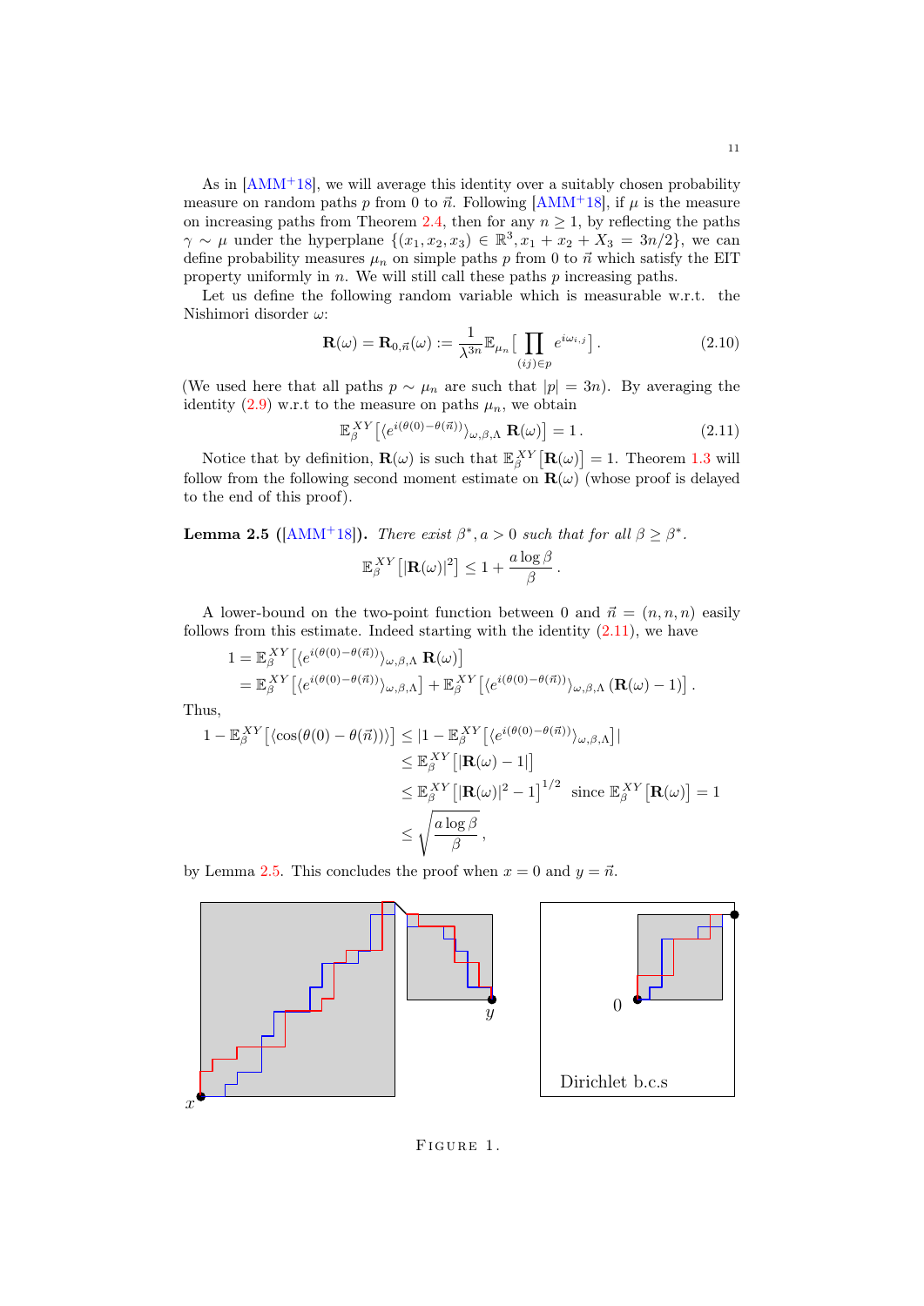As in [AMM⁺18], we will average this identity over a suitably chosen probability measure on random paths $p$ from 0 to $\vec{n}$. Following [AMM⁺18], if $\mu$ is the measure on increasing paths from Theorem 2.4, then for any $n \geq 1$, by reflecting the paths $\gamma \sim \mu$ under the hyperplane $\{(x_1, x_2, x_3) \in \mathbb{R}^3, x_1 + x_2 + X_3 = 3n/2\}$, we can define probability measures $\mu_n$ on simple paths $p$ from 0 to $\vec{n}$ which satisfy the EIT property uniformly in $n$. We will still call these paths $p$ increasing paths.

Let us define the following random variable which is measurable w.r.t. the Nishimori disorder $\omega$:

$$\mathbf{R}(\omega) = \mathbf{R}_{0,\vec{n}}(\omega) := \frac{1}{\lambda^{3n}} \mathbb{E}_{\mu_n}\Big[ \prod_{(ij) \in p} e^{i\omega_{i,j}} \Big] . \tag{2.10}$$

(We used here that all paths $p \sim \mu_n$ are such that $|p| = 3n$). By averaging the identity (2.9) w.r.t to the measure on paths $\mu_n$, we obtain

$$\mathbb{E}_\beta^{XY}\big[ \langle e^{i(\theta(0) - \theta(\vec{n}))} \rangle_{\omega,\beta,\Lambda} \, \mathbf{R}(\omega) \big] = 1 . \tag{2.11}$$

Notice that by definition, $\mathbf{R}(\omega)$ is such that $\mathbb{E}_\beta^{XY}\big[\mathbf{R}(\omega)\big] = 1$. Theorem 1.3 will follow from the following second moment estimate on $\mathbf{R}(\omega)$ (whose proof is delayed to the end of this proof).

**Lemma 2.5** ([AMM⁺18])**.** *There exist $\beta^*, a > 0$ such that for all $\beta \geq \beta^*$.*

$$\mathbb{E}_\beta^{XY}\big[|\mathbf{R}(\omega)|^2\big] \leq 1 + \frac{a \log \beta}{\beta} .$$

A lower-bound on the two-point function between 0 and $\vec{n} = (n, n, n)$ easily follows from this estimate. Indeed starting with the identity (2.11), we have

$$\begin{aligned}
1 &= \mathbb{E}_\beta^{XY}\big[ \langle e^{i(\theta(0) - \theta(\vec{n}))} \rangle_{\omega,\beta,\Lambda} \, \mathbf{R}(\omega) \big] \\
&= \mathbb{E}_\beta^{XY}\big[ \langle e^{i(\theta(0) - \theta(\vec{n}))} \rangle_{\omega,\beta,\Lambda} \big] + \mathbb{E}_\beta^{XY}\big[ \langle e^{i(\theta(0) - \theta(\vec{n}))} \rangle_{\omega,\beta,\Lambda} \, (\mathbf{R}(\omega) - 1) \big] .
\end{aligned}$$

Thus,

$$\begin{aligned}
1 - \mathbb{E}_\beta^{XY}\big[ \langle \cos(\theta(0) - \theta(\vec{n})) \rangle \big] &\leq |1 - \mathbb{E}_\beta^{XY}\big[ \langle e^{i(\theta(0) - \theta(\vec{n}))} \rangle_{\omega,\beta,\Lambda} \big] | \\
&\leq \mathbb{E}_\beta^{XY}\big[ |\mathbf{R}(\omega) - 1| \big] \\
&\leq \mathbb{E}_\beta^{XY}\big[ |\mathbf{R}(\omega)|^2 - 1 \big]^{1/2} \quad \text{since } \mathbb{E}_\beta^{XY}\big[\mathbf{R}(\omega)\big] = 1 \\
&\leq \sqrt{\frac{a \log \beta}{\beta}} ,
\end{aligned}$$

by Lemma 2.5. This concludes the proof when $x = 0$ and $y = \vec{n}$.

FIGURE 1.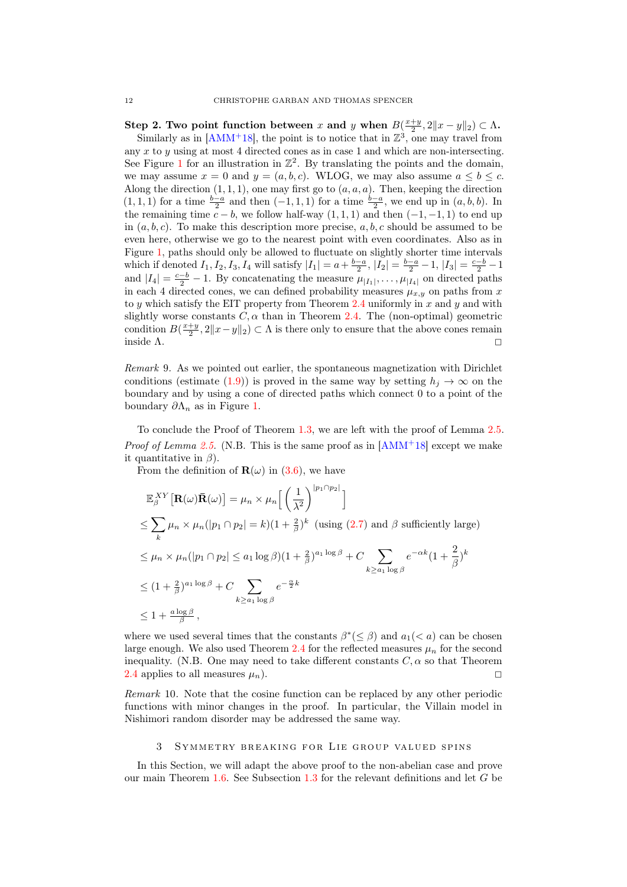**Step 2. Two point function between $x$ and $y$ when $B(\frac{x+y}{2}, 2\|x-y\|_2) \subset \Lambda$.** Similarly as in [AMM+18], the point is to notice that in $\mathbb{Z}^3$, one may travel from any $x$ to $y$ using at most 4 directed cones as in case 1 and which are non-intersecting. See Figure 1 for an illustration in $\mathbb{Z}^2$. By translating the points and the domain, we may assume $x=0$ and $y=(a,b,c)$. WLOG, we may also assume $a \le b \le c$. Along the direction $(1,1,1)$, one may first go to $(a,a,a)$. Then, keeping the direction $(1,1,1)$ for a time $\frac{b-a}{2}$ and then $(-1,1,1)$ for a time $\frac{b-a}{2}$, we end up in $(a,b,b)$. In the remaining time $c-b$, we follow half-way $(1,1,1)$ and then $(-1,-1,1)$ to end up in $(a,b,c)$. To make this description more precise, $a,b,c$ should be assumed to be even here, otherwise we go to the nearest point with even coordinates. Also as in Figure 1, paths should only be allowed to fluctuate on slightly shorter time intervals which if denoted $I_1, I_2, I_3, I_4$ will satisfy $|I_1| = a + \frac{b-a}{2}$, $|I_2| = \frac{b-a}{2} - 1$, $|I_3| = \frac{c-b}{2} - 1$ and $|I_4| = \frac{c-b}{2} - 1$. By concatenating the measure $\mu_{|I_1|}, \ldots, \mu_{|I_4|}$ on directed paths in each 4 directed cones, we can defined probability measures $\mu_{x,y}$ on paths from $x$ to $y$ which satisfy the EIT property from Theorem 2.4 uniformly in $x$ and $y$ and with slightly worse constants $C, \alpha$ than in Theorem 2.4. The (non-optimal) geometric condition $B(\frac{x+y}{2}, 2\|x-y\|_2) \subset \Lambda$ is there only to ensure that the above cones remain inside $\Lambda$. □

*Remark* 9. As we pointed out earlier, the spontaneous magnetization with Dirichlet conditions (estimate (1.9)) is proved in the same way by setting $h_j \to \infty$ on the boundary and by using a cone of directed paths which connect 0 to a point of the boundary $\partial\Lambda_n$ as in Figure 1.

To conclude the Proof of Theorem 1.3, we are left with the proof of Lemma 2.5.

*Proof of Lemma 2.5.* (N.B. This is the same proof as in [AMM+18] except we make it quantitative in $\beta$).

From the definition of $\mathbf{R}(\omega)$ in (3.6), we have

$$
\begin{aligned}
&\mathbb{E}_\beta^{XY}\left[\mathbf{R}(\omega)\bar{\mathbf{R}}(\omega)\right] = \mu_n \times \mu_n\Big[\Big(\frac{1}{\lambda^2}\Big)^{|p_1\cap p_2|}\Big] \\
&\le \sum_k \mu_n \times \mu_n(|p_1 \cap p_2| = k)(1+\tfrac{2}{\beta})^k \;\; \text{(using (2.7) and } \beta \text{ sufficiently large)} \\
&\le \mu_n \times \mu_n(|p_1 \cap p_2| \le a_1 \log \beta)(1+\tfrac{2}{\beta})^{a_1 \log \beta} + C \sum_{k \ge a_1 \log \beta} e^{-\alpha k}(1+\frac{2}{\beta})^k \\
&\le (1+\tfrac{2}{\beta})^{a_1 \log \beta} + C \sum_{k \ge a_1 \log \beta} e^{-\frac{\alpha}{2} k} \\
&\le 1 + \tfrac{a \log \beta}{\beta},
\end{aligned}
$$

where we used several times that the constants $\beta^*(\le \beta)$ and $a_1(< a)$ can be chosen large enough. We also used Theorem 2.4 for the reflected measures $\mu_n$ for the second inequality. (N.B. One may need to take different constants $C, \alpha$ so that Theorem 2.4 applies to all measures $\mu_n$). □

*Remark* 10. Note that the cosine function can be replaced by any other periodic functions with minor changes in the proof. In particular, the Villain model in Nishimori random disorder may be addressed the same way.

## 3 Symmetry breaking for Lie group valued spins

In this Section, we will adapt the above proof to the non-abelian case and prove our main Theorem 1.6. See Subsection 1.3 for the relevant definitions and let $G$ be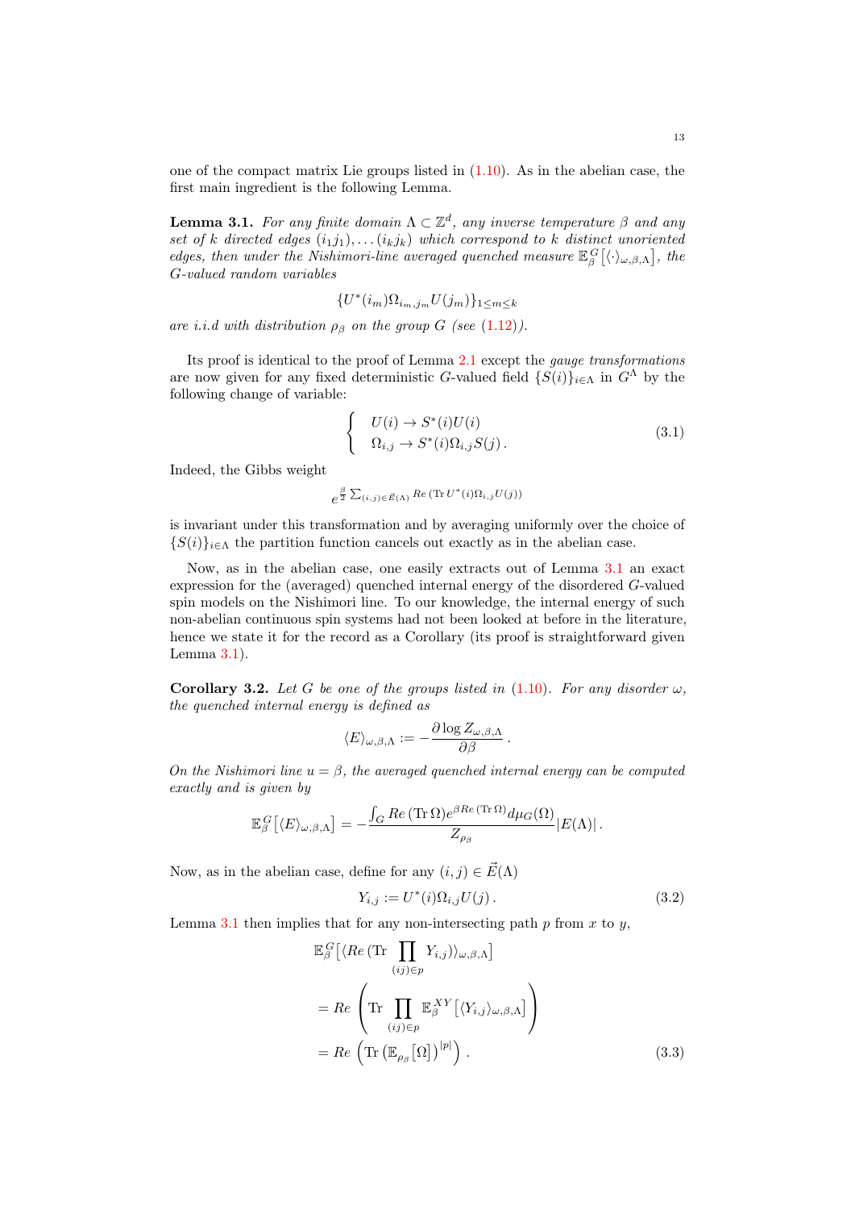one of the compact matrix Lie groups listed in (1.10). As in the abelian case, the first main ingredient is the following Lemma.

**Lemma 3.1.** *For any finite domain $\Lambda \subset \mathbb{Z}^d$, any inverse temperature $\beta$ and any set of $k$ directed edges $(i_1 j_1), \dots (i_k j_k)$ which correspond to $k$ distinct unoriented edges, then under the Nishimori-line averaged quenched measure $\mathbb{E}^G_\beta\big[\langle \cdot \rangle_{\omega,\beta,\Lambda}\big]$, the $G$-valued random variables*

$$\{U^*(i_m)\Omega_{i_m,j_m}U(j_m)\}_{1\le m \le k}$$

*are i.i.d with distribution $\rho_\beta$ on the group $G$ (see (1.12)).*

Its proof is identical to the proof of Lemma 2.1 except the *gauge transformations* are now given for any fixed deterministic $G$-valued field $\{S(i)\}_{i\in\Lambda}$ in $G^\Lambda$ by the following change of variable:

$$\left\{ \begin{array}{l} U(i) \to S^*(i)U(i) \\ \Omega_{i,j} \to S^*(i)\Omega_{i,j}S(j)\,. \end{array} \right. \tag{3.1}$$

Indeed, the Gibbs weight

$$e^{\frac{\beta}{2}\sum_{(i,j)\in \vec{E}(\Lambda)} Re\,(\mathrm{Tr}\, U^*(i)\Omega_{i,j}U(j))}$$

is invariant under this transformation and by averaging uniformly over the choice of $\{S(i)\}_{i\in\Lambda}$ the partition function cancels out exactly as in the abelian case.

Now, as in the abelian case, one easily extracts out of Lemma 3.1 an exact expression for the (averaged) quenched internal energy of the disordered $G$-valued spin models on the Nishimori line. To our knowledge, the internal energy of such non-abelian continuous spin systems had not been looked at before in the literature, hence we state it for the record as a Corollary (its proof is straightforward given Lemma 3.1).

**Corollary 3.2.** *Let $G$ be one of the groups listed in (1.10). For any disorder $\omega$, the quenched internal energy is defined as*

$$\langle E \rangle_{\omega,\beta,\Lambda} := -\frac{\partial \log Z_{\omega,\beta,\Lambda}}{\partial \beta}\,.$$

*On the Nishimori line $u = \beta$, the averaged quenched internal energy can be computed exactly and is given by*

$$\mathbb{E}^G_\beta\big[\langle E \rangle_{\omega,\beta,\Lambda}\big] = -\frac{\int_G Re\,(\mathrm{Tr}\,\Omega) e^{\beta Re\,(\mathrm{Tr}\,\Omega)} d\mu_G(\Omega)}{Z_{\rho_\beta}} |E(\Lambda)|\,.$$

Now, as in the abelian case, define for any $(i,j) \in \vec{E}(\Lambda)$

$$Y_{i,j} := U^*(i)\Omega_{i,j}U(j)\,. \tag{3.2}$$

Lemma 3.1 then implies that for any non-intersecting path $p$ from $x$ to $y$,

$$\begin{aligned} &\mathbb{E}^G_\beta\big[\langle Re\,(\mathrm{Tr} \prod_{(ij)\in p} Y_{i,j})\rangle_{\omega,\beta,\Lambda}\big] \\ &= Re\left(\mathrm{Tr} \prod_{(ij)\in p} \mathbb{E}^{XY}_\beta\big[\langle Y_{i,j}\rangle_{\omega,\beta,\Lambda}\big]\right) \\ &= Re\left(\mathrm{Tr}\left(\mathbb{E}_{\rho_\beta}\big[\Omega\big]\right)^{|p|}\right)\,. \end{aligned} \tag{3.3}$$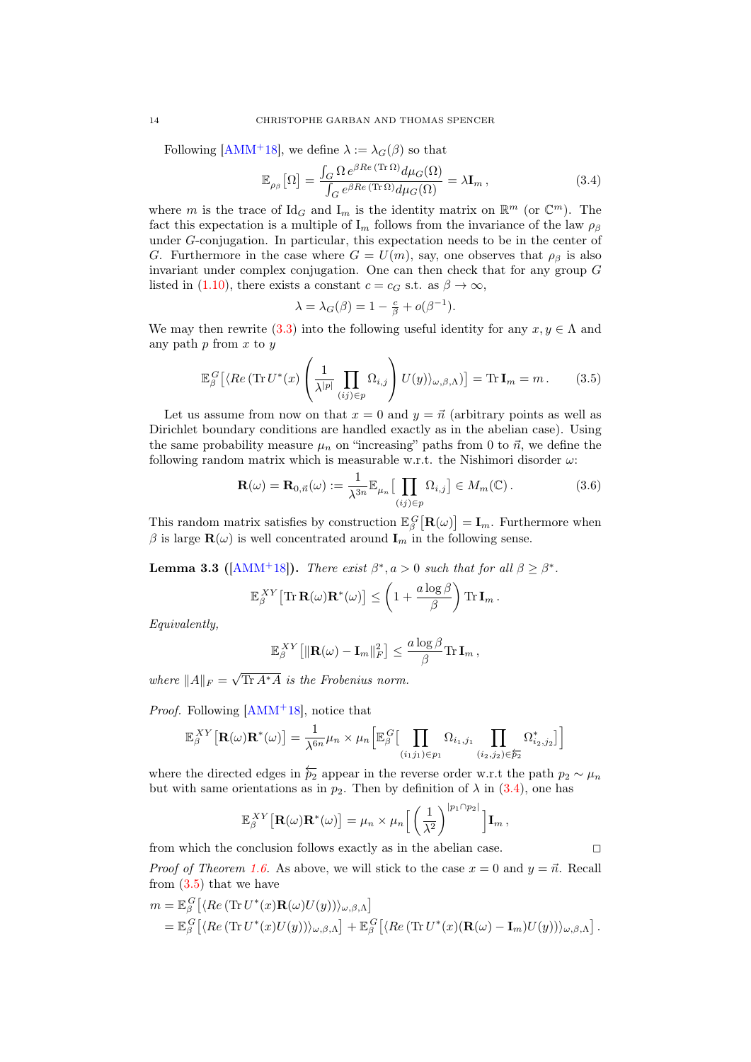Following [AMM+18], we define $\lambda := \lambda_G(\beta)$ so that

$$\mathbb{E}_{\rho_\beta}\big[\Omega\big] = \frac{\int_G \Omega\, e^{\beta Re\,(\mathrm{Tr}\,\Omega)} d\mu_G(\Omega)}{\int_G e^{\beta Re\,(\mathrm{Tr}\,\Omega)} d\mu_G(\Omega)} = \lambda \mathbf{I}_m\,, \tag{3.4}$$

where $m$ is the trace of $\mathrm{Id}_G$ and $\mathbf{I}_m$ is the identity matrix on $\mathbb{R}^m$ (or $\mathbb{C}^m$). The fact this expectation is a multiple of $\mathbf{I}_m$ follows from the invariance of the law $\rho_\beta$ under $G$-conjugation. In particular, this expectation needs to be in the center of $G$. Furthermore in the case where $G = U(m)$, say, one observes that $\rho_\beta$ is also invariant under complex conjugation. One can then check that for any group $G$ listed in (1.10), there exists a constant $c = c_G$ s.t. as $\beta \to \infty$,

$$\lambda = \lambda_G(\beta) = 1 - \tfrac{c}{\beta} + o(\beta^{-1}).$$

We may then rewrite (3.3) into the following useful identity for any $x, y \in \Lambda$ and any path $p$ from $x$ to $y$

$$\mathbb{E}^G_\beta\big[\langle Re\,(\mathrm{Tr}\, U^*(x) \left(\frac{1}{\lambda^{|p|}} \prod_{(ij)\in p} \Omega_{i,j}\right) U(y)\rangle_{\omega,\beta,\Lambda}\big] = \mathrm{Tr}\,\mathbf{I}_m = m\,. \tag{3.5}$$

Let us assume from now on that $x = 0$ and $y = \vec{n}$ (arbitrary points as well as Dirichlet boundary conditions are handled exactly as in the abelian case). Using the same probability measure $\mu_n$ on "increasing" paths from $0$ to $\vec{n}$, we define the following random matrix which is measurable w.r.t. the Nishimori disorder $\omega$:

$$\mathbf{R}(\omega) = \mathbf{R}_{0,\vec{n}}(\omega) := \frac{1}{\lambda^{3n}} \mathbb{E}_{\mu_n}\big[\prod_{(ij)\in p} \Omega_{i,j}\big] \in M_m(\mathbb{C})\,. \tag{3.6}$$

This random matrix satisfies by construction $\mathbb{E}^G_\beta\big[\mathbf{R}(\omega)\big] = \mathbf{I}_m$. Furthermore when $\beta$ is large $\mathbf{R}(\omega)$ is well concentrated around $\mathbf{I}_m$ in the following sense.

**Lemma 3.3** ([AMM+18]). *There exist $\beta^*, a > 0$ such that for all $\beta \geq \beta^*$.*

$$\mathbb{E}^{XY}_\beta\big[\mathrm{Tr}\,\mathbf{R}(\omega)\mathbf{R}^*(\omega)\big] \leq \left(1 + \frac{a \log \beta}{\beta}\right) \mathrm{Tr}\,\mathbf{I}_m\,.$$

*Equivalently,*

$$\mathbb{E}^{XY}_\beta\big[\|\mathbf{R}(\omega) - \mathbf{I}_m\|_F^2\big] \leq \frac{a \log \beta}{\beta} \mathrm{Tr}\,\mathbf{I}_m\,,$$

*where $\|A\|_F = \sqrt{\mathrm{Tr}\, A^* A}$ is the Frobenius norm.*

*Proof.* Following [AMM+18], notice that

$$\mathbb{E}^{XY}_\beta\big[\mathbf{R}(\omega)\mathbf{R}^*(\omega)\big] = \frac{1}{\lambda^{6n}} \mu_n \times \mu_n\Big[\mathbb{E}^G_\beta\big[\prod_{(i_1 j_1)\in p_1} \Omega_{i_1,j_1} \prod_{(i_2,j_2)\in \overleftarrow{p_2}} \Omega^*_{i_2,j_2}\big]\Big]$$

where the directed edges in $\overleftarrow{p_2}$ appear in the reverse order w.r.t the path $p_2 \sim \mu_n$ but with same orientations as in $p_2$. Then by definition of $\lambda$ in (3.4), one has

$$\mathbb{E}^{XY}_\beta\big[\mathbf{R}(\omega)\mathbf{R}^*(\omega)\big] = \mu_n \times \mu_n\Big[\left(\frac{1}{\lambda^2}\right)^{|p_1 \cap p_2|}\Big] \mathbf{I}_m\,,$$

from which the conclusion follows exactly as in the abelian case. □

*Proof of Theorem 1.6.* As above, we will stick to the case $x = 0$ and $y = \vec{n}$. Recall from (3.5) that we have

$$\begin{aligned}
m &= \mathbb{E}^G_\beta\big[\langle Re\,(\mathrm{Tr}\, U^*(x)\mathbf{R}(\omega)U(y))\rangle_{\omega,\beta,\Lambda}\big] \\
&= \mathbb{E}^G_\beta\big[\langle Re\,(\mathrm{Tr}\, U^*(x)U(y))\rangle_{\omega,\beta,\Lambda}\big] + \mathbb{E}^G_\beta\big[\langle Re\,(\mathrm{Tr}\, U^*(x)(\mathbf{R}(\omega) - \mathbf{I}_m)U(y))\rangle_{\omega,\beta,\Lambda}\big]\,.
\end{aligned}$$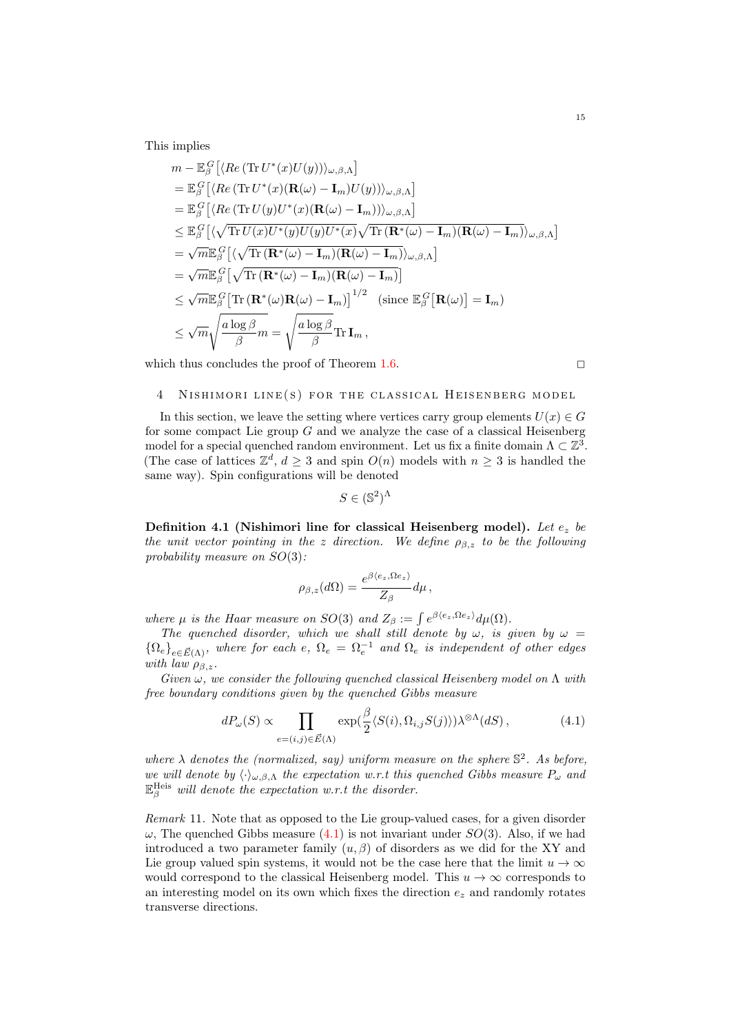This implies

$$
\begin{aligned}
& m - \mathbb{E}_\beta^G\big[\langle Re\,(\mathrm{Tr}\, U^*(x)U(y))\rangle_{\omega,\beta,\Lambda}\big] \\
&= \mathbb{E}_\beta^G\big[\langle Re\,(\mathrm{Tr}\, U^*(x)(\mathbf{R}(\omega)-\mathbf{I}_m)U(y))\rangle_{\omega,\beta,\Lambda}\big] \\
&= \mathbb{E}_\beta^G\big[\langle Re\,(\mathrm{Tr}\, U(y)U^*(x)(\mathbf{R}(\omega)-\mathbf{I}_m))\rangle_{\omega,\beta,\Lambda}\big] \\
&\leq \mathbb{E}_\beta^G\big[\langle \sqrt{\mathrm{Tr}\, U(x)U^*(y)U(y)U^*(x)}\sqrt{\mathrm{Tr}\,(\mathbf{R}^*(\omega)-\mathbf{I}_m)(\mathbf{R}(\omega)-\mathbf{I}_m)}\rangle_{\omega,\beta,\Lambda}\big] \\
&= \sqrt{m}\,\mathbb{E}_\beta^G\big[\langle \sqrt{\mathrm{Tr}\,(\mathbf{R}^*(\omega)-\mathbf{I}_m)(\mathbf{R}(\omega)-\mathbf{I}_m)}\rangle_{\omega,\beta,\Lambda}\big] \\
&= \sqrt{m}\,\mathbb{E}_\beta^G\big[\sqrt{\mathrm{Tr}\,(\mathbf{R}^*(\omega)-\mathbf{I}_m)(\mathbf{R}(\omega)-\mathbf{I}_m)}\big] \\
&\leq \sqrt{m}\,\mathbb{E}_\beta^G\big[\mathrm{Tr}\,(\mathbf{R}^*(\omega)\mathbf{R}(\omega)-\mathbf{I}_m)\big]^{1/2} \quad (\text{since } \mathbb{E}_\beta^G\big[\mathbf{R}(\omega)\big]=\mathbf{I}_m) \\
&\leq \sqrt{m}\sqrt{\frac{a\log\beta}{\beta}m} = \sqrt{\frac{a\log\beta}{\beta}}\,\mathrm{Tr}\,\mathbf{I}_m\,,
\end{aligned}
$$

which thus concludes the proof of Theorem 1.6. □

## 4 Nishimori line(s) for the classical Heisenberg model

In this section, we leave the setting where vertices carry group elements $U(x) \in G$ for some compact Lie group $G$ and we analyze the case of a classical Heisenberg model for a special quenched random environment. Let us fix a finite domain $\Lambda \subset \mathbb{Z}^3$. (The case of lattices $\mathbb{Z}^d$, $d \geq 3$ and spin $O(n)$ models with $n \geq 3$ is handled the same way). Spin configurations will be denoted

$$
S \in (\mathbb{S}^2)^\Lambda
$$

**Definition 4.1 (Nishimori line for classical Heisenberg model).** *Let $e_z$ be the unit vector pointing in the $z$ direction. We define $\rho_{\beta,z}$ to be the following probability measure on $SO(3)$:*

$$
\rho_{\beta,z}(d\Omega) = \frac{e^{\beta\langle e_z, \Omega e_z\rangle}}{Z_\beta}d\mu\,,
$$

*where $\mu$ is the Haar measure on $SO(3)$ and $Z_\beta := \int e^{\beta\langle e_z,\Omega e_z\rangle}d\mu(\Omega)$.*

*The quenched disorder, which we shall still denote by $\omega$, is given by $\omega = \{\Omega_e\}_{e\in\vec{E}(\Lambda)}$, where for each $e$, $\Omega_e = \Omega_e^{-1}$ and $\Omega_e$ is independent of other edges with law $\rho_{\beta,z}$.*

*Given $\omega$, we consider the following quenched classical Heisenberg model on $\Lambda$ with free boundary conditions given by the quenched Gibbs measure*

$$
dP_\omega(S) \propto \prod_{e=(i,j)\in\vec{E}(\Lambda)} \exp\Big(\frac{\beta}{2}\langle S(i), \Omega_{i,j}S(j)\rangle\Big)\lambda^{\otimes\Lambda}(dS)\,, \tag{4.1}
$$

*where $\lambda$ denotes the (normalized, say) uniform measure on the sphere $\mathbb{S}^2$. As before, we will denote by $\langle\cdot\rangle_{\omega,\beta,\Lambda}$ the expectation w.r.t this quenched Gibbs measure $P_\omega$ and $\mathbb{E}_\beta^{\mathrm{Heis}}$ will denote the expectation w.r.t the disorder.*

*Remark* 11. Note that as opposed to the Lie group-valued cases, for a given disorder $\omega$, The quenched Gibbs measure (4.1) is not invariant under $SO(3)$. Also, if we had introduced a two parameter family $(u,\beta)$ of disorders as we did for the XY and Lie group valued spin systems, it would not be the case here that the limit $u \to \infty$ would correspond to the classical Heisenberg model. This $u \to \infty$ corresponds to an interesting model on its own which fixes the direction $e_z$ and randomly rotates transverse directions.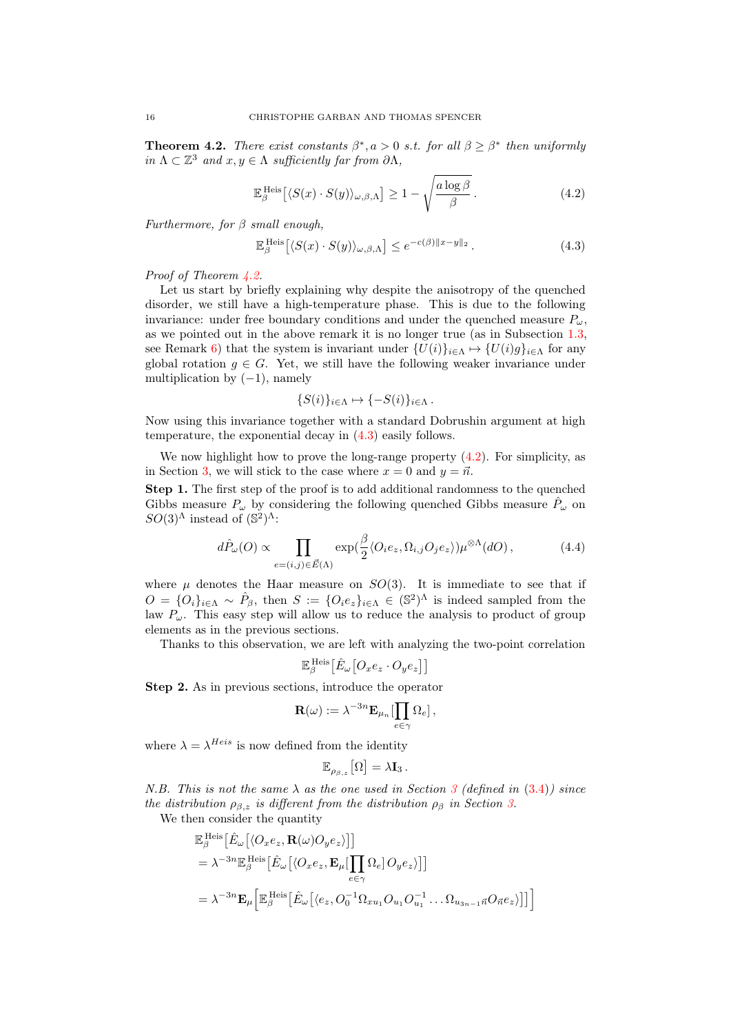**Theorem 4.2.** *There exist constants $\beta^*, a > 0$ s.t. for all $\beta \geq \beta^*$ then uniformly in $\Lambda \subset \mathbb{Z}^3$ and $x, y \in \Lambda$ sufficiently far from $\partial\Lambda$,*

$$\mathbb{E}^{\mathrm{Heis}}_{\beta}\big[\langle S(x) \cdot S(y)\rangle_{\omega,\beta,\Lambda}\big] \geq 1 - \sqrt{\frac{a \log \beta}{\beta}}\,. \tag{4.2}$$

*Furthermore, for $\beta$ small enough,*

$$\mathbb{E}^{\mathrm{Heis}}_{\beta}\big[\langle S(x) \cdot S(y)\rangle_{\omega,\beta,\Lambda}\big] \leq e^{-c(\beta)\|x-y\|_2}\,. \tag{4.3}$$

*Proof of Theorem 4.2.*

Let us start by briefly explaining why despite the anisotropy of the quenched disorder, we still have a high-temperature phase. This is due to the following invariance: under free boundary conditions and under the quenched measure $P_\omega$, as we pointed out in the above remark it is no longer true (as in Subsection 1.3, see Remark 6) that the system is invariant under $\{U(i)\}_{i\in\Lambda} \mapsto \{U(i)g\}_{i\in\Lambda}$ for any global rotation $g \in G$. Yet, we still have the following weaker invariance under multiplication by $(-1)$, namely

$$\{S(i)\}_{i\in\Lambda} \mapsto \{-S(i)\}_{i\in\Lambda}\,.$$

Now using this invariance together with a standard Dobrushin argument at high temperature, the exponential decay in (4.3) easily follows.

We now highlight how to prove the long-range property (4.2). For simplicity, as in Section 3, we will stick to the case where $x = 0$ and $y = \vec{n}$.

**Step 1.** The first step of the proof is to add additional randomness to the quenched Gibbs measure $P_\omega$ by considering the following quenched Gibbs measure $\hat{P}_\omega$ on $SO(3)^\Lambda$ instead of $(\mathbb{S}^2)^\Lambda$:

$$d\hat{P}_\omega(O) \propto \prod_{e=(i,j)\in\vec{E}(\Lambda)} \exp\Big(\frac{\beta}{2}\langle O_i e_z, \Omega_{i,j} O_j e_z\rangle\Big)\mu^{\otimes\Lambda}(dO)\,, \tag{4.4}$$

where $\mu$ denotes the Haar measure on $SO(3)$. It is immediate to see that if $O = \{O_i\}_{i\in\Lambda} \sim \hat{P}_\beta$, then $S := \{O_i e_z\}_{i\in\Lambda} \in (\mathbb{S}^2)^\Lambda$ is indeed sampled from the law $P_\omega$. This easy step will allow us to reduce the analysis to product of group elements as in the previous sections.

Thanks to this observation, we are left with analyzing the two-point correlation

$$\mathbb{E}^{\mathrm{Heis}}_{\beta}\big[\hat{E}_\omega\big[O_x e_z \cdot O_y e_z\big]\big]$$

**Step 2.** As in previous sections, introduce the operator

$$\mathbf{R}(\omega) := \lambda^{-3n}\mathbf{E}_{\mu_n}\Big[\prod_{e\in\gamma}\Omega_e\Big]\,,$$

where $\lambda = \lambda^{Heis}$ is now defined from the identity

$$\mathbb{E}_{\rho_{\beta,z}}\big[\Omega\big] = \lambda \mathbf{I}_3\,.$$

*N.B. This is not the same $\lambda$ as the one used in Section 3 (defined in (3.4)) since the distribution $\rho_{\beta,z}$ is different from the distribution $\rho_\beta$ in Section 3.*

We then consider the quantity

$$\begin{aligned}
&\mathbb{E}^{\mathrm{Heis}}_{\beta}\big[\hat{E}_\omega\big[\langle O_x e_z, \mathbf{R}(\omega) O_y e_z\rangle\big]\big] \\
&= \lambda^{-3n}\mathbb{E}^{\mathrm{Heis}}_{\beta}\Big[\hat{E}_\omega\Big[\langle O_x e_z, \mathbf{E}_\mu\Big[\prod_{e\in\gamma}\Omega_e\Big]\, O_y e_z\rangle\Big]\Big] \\
&= \lambda^{-3n}\mathbf{E}_\mu\Big[\mathbb{E}^{\mathrm{Heis}}_{\beta}\big[\hat{E}_\omega\big[\langle e_z, O_0^{-1}\Omega_{x u_1} O_{u_1} O_{u_1}^{-1} \ldots \Omega_{u_{3n-1}\vec{n}} O_{\vec{n}} e_z\rangle\big]\big]\Big]
\end{aligned}$$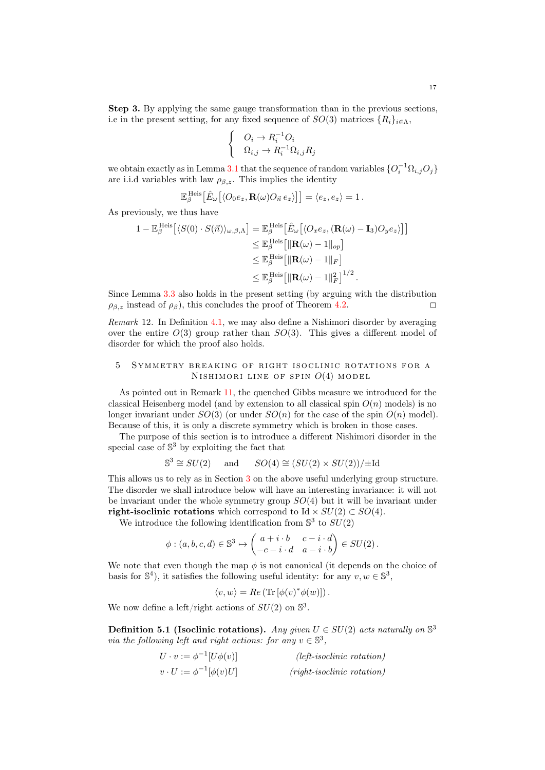**Step 3.** By applying the same gauge transformation than in the previous sections, i.e in the present setting, for any fixed sequence of $SO(3)$ matrices $\{R_i\}_{i\in\Lambda}$,

$$
\begin{cases}
O_i \to R_i^{-1} O_i \\
\Omega_{i,j} \to R_i^{-1} \Omega_{i,j} R_j
\end{cases}
$$

we obtain exactly as in Lemma 3.1 that the sequence of random variables $\{O_i^{-1}\Omega_{i,j}O_j\}$ are i.i.d variables with law $\rho_{\beta,z}$. This implies the identity

$$
\mathbb{E}_\beta^{\text{Heis}}\big[\hat{E}_\omega\big[\langle O_0 e_z, \mathbf{R}(\omega) O_{\vec{n}}\, e_z\rangle\big]\big] = \langle e_z, e_z\rangle = 1\,.
$$

As previously, we thus have

$$
\begin{aligned}
1 - \mathbb{E}_\beta^{\text{Heis}}\big[\langle S(0)\cdot S(\vec{n})\rangle_{\omega,\beta,\Lambda}\big] &= \mathbb{E}_\beta^{\text{Heis}}\big[\hat{E}_\omega\big[\langle O_x e_z, (\mathbf{R}(\omega) - \mathbf{I}_3) O_y e_z\rangle\big]\big] \\
&\le \mathbb{E}_\beta^{\text{Heis}}\big[\|\mathbf{R}(\omega) - 1\|_{op}\big] \\
&\le \mathbb{E}_\beta^{\text{Heis}}\big[\|\mathbf{R}(\omega) - 1\|_{F}\big] \\
&\le \mathbb{E}_\beta^{\text{Heis}}\big[\|\mathbf{R}(\omega) - 1\|_{F}^2\big]^{1/2}.
\end{aligned}
$$

Since Lemma 3.3 also holds in the present setting (by arguing with the distribution $\rho_{\beta,z}$ instead of $\rho_\beta$), this concludes the proof of Theorem 4.2. □

*Remark* 12. In Definition 4.1, we may also define a Nishimori disorder by averaging over the entire $O(3)$ group rather than $SO(3)$. This gives a different model of disorder for which the proof also holds.

## 5 Symmetry breaking of right isoclinic rotations for a Nishimori line of spin $O(4)$ model

As pointed out in Remark 11, the quenched Gibbs measure we introduced for the classical Heisenberg model (and by extension to all classical spin $O(n)$ models) is no longer invariant under $SO(3)$ (or under $SO(n)$ for the case of the spin $O(n)$ model). Because of this, it is only a discrete symmetry which is broken in those cases.

The purpose of this section is to introduce a different Nishimori disorder in the special case of $\mathbb{S}^3$ by exploiting the fact that

$$
\mathbb{S}^3 \cong SU(2) \qquad \text{and} \qquad SO(4) \cong (SU(2)\times SU(2))/\pm \text{Id}
$$

This allows us to rely as in Section 3 on the above useful underlying group structure. The disorder we shall introduce below will have an interesting invariance: it will not be invariant under the whole symmetry group $SO(4)$ but it will be invariant under **right-isoclinic rotations** which correspond to $\text{Id} \times SU(2) \subset SO(4)$.

We introduce the following identification from $\mathbb{S}^3$ to $SU(2)$

$$
\phi : (a,b,c,d) \in \mathbb{S}^3 \mapsto \begin{pmatrix} a + i\cdot b & c - i\cdot d \\ -c - i\cdot d & a - i\cdot b \end{pmatrix} \in SU(2)\,.
$$

We note that even though the map $\phi$ is not canonical (it depends on the choice of basis for $\mathbb{S}^4$), it satisfies the following useful identity: for any $v,w \in \mathbb{S}^3$,

$$
\langle v, w\rangle = Re\left(\text{Tr}\left[\phi(v)^*\phi(w)\right]\right).
$$

We now define a left/right actions of $SU(2)$ on $\mathbb{S}^3$.

**Definition 5.1 (Isoclinic rotations).** *Any given $U \in SU(2)$ acts naturally on $\mathbb{S}^3$ via the following left and right actions: for any $v \in \mathbb{S}^3$,*

$$
\begin{aligned}
U\cdot v &:= \phi^{-1}[U\phi(v)] \qquad &\textit{(left-isoclinic rotation)}\\
v\cdot U &:= \phi^{-1}[\phi(v)U] \qquad &\textit{(right-isoclinic rotation)}
\end{aligned}
$$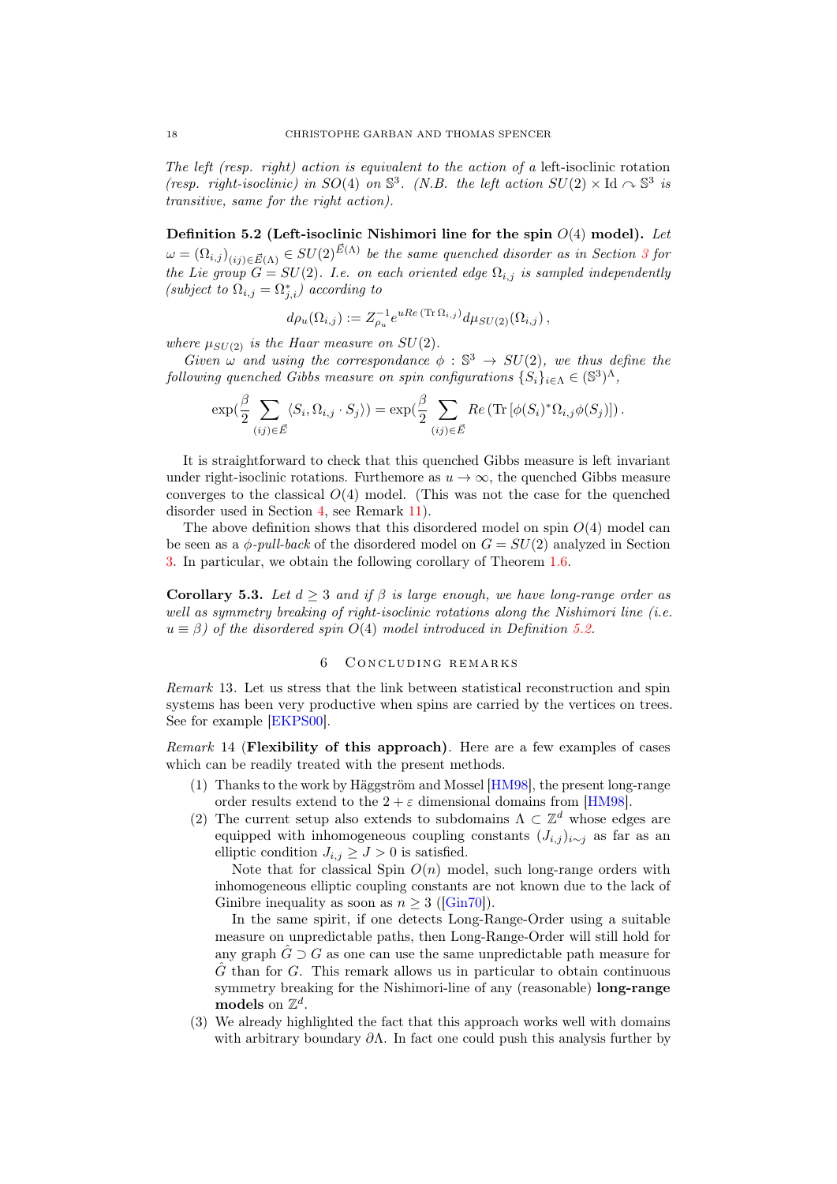*The left (resp. right) action is equivalent to the action of a* left-isoclinic rotation *(resp. right-isoclinic) in $SO(4)$ on $\mathbb{S}^3$. (N.B. the left action $SU(2) \times \mathrm{Id} \curvearrowright \mathbb{S}^3$ is transitive, same for the right action).*

**Definition 5.2 (Left-isoclinic Nishimori line for the spin $O(4)$ model).** *Let $\omega = (\Omega_{i,j})_{(ij) \in \vec{E}(\Lambda)} \in SU(2)^{\vec{E}(\Lambda)}$ be the same quenched disorder as in Section 3 for the Lie group $G = SU(2)$. I.e. on each oriented edge $\Omega_{i,j}$ is sampled independently (subject to $\Omega_{i,j} = \Omega_{j,i}^*$) according to*

$$d\rho_u(\Omega_{i,j}) := Z_{\rho_u}^{-1} e^{u Re\, (\mathrm{Tr}\, \Omega_{i,j})} d\mu_{SU(2)}(\Omega_{i,j})\,,$$

*where $\mu_{SU(2)}$ is the Haar measure on $SU(2)$.*

*Given $\omega$ and using the correspondance $\phi : \mathbb{S}^3 \to SU(2)$, we thus define the following quenched Gibbs measure on spin configurations $\{S_i\}_{i \in \Lambda} \in (\mathbb{S}^3)^\Lambda$,*

$$\exp(\frac{\beta}{2} \sum_{(ij) \in \vec{E}} \langle S_i, \Omega_{i,j} \cdot S_j \rangle) = \exp(\frac{\beta}{2} \sum_{(ij) \in \vec{E}} Re\, (\mathrm{Tr}\, [\phi(S_i)^* \Omega_{i,j} \phi(S_j)])\,.$$

It is straightforward to check that this quenched Gibbs measure is left invariant under right-isoclinic rotations. Furthermore as $u \to \infty$, the quenched Gibbs measure converges to the classical $O(4)$ model. (This was not the case for the quenched disorder used in Section 4, see Remark 11).

The above definition shows that this disordered model on spin $O(4)$ model can be seen as a $\phi$*-pull-back* of the disordered model on $G = SU(2)$ analyzed in Section 3. In particular, we obtain the following corollary of Theorem 1.6.

**Corollary 5.3.** *Let $d \geq 3$ and if $\beta$ is large enough, we have long-range order as well as symmetry breaking of right-isoclinic rotations along the Nishimori line (i.e. $u \equiv \beta$) of the disordered spin $O(4)$ model introduced in Definition 5.2.*

## 6 Concluding remarks

*Remark* 13. Let us stress that the link between statistical reconstruction and spin systems has been very productive when spins are carried by the vertices on trees. See for example [EKPS00].

*Remark* 14 (**Flexibility of this approach**). Here are a few examples of cases which can be readily treated with the present methods.

1. Thanks to the work by Häggström and Mossel [HM98], the present long-range order results extend to the $2 + \varepsilon$ dimensional domains from [HM98].
2. The current setup also extends to subdomains $\Lambda \subset \mathbb{Z}^d$ whose edges are equipped with inhomogeneous coupling constants $(J_{i,j})_{i \sim j}$ as far as an elliptic condition $J_{i,j} \geq J > 0$ is satisfied.

   Note that for classical Spin $O(n)$ model, such long-range orders with inhomogeneous elliptic coupling constants are not known due to the lack of Ginibre inequality as soon as $n \geq 3$ ([Gin70]).

   In the same spirit, if one detects Long-Range-Order using a suitable measure on unpredictable paths, then Long-Range-Order will still hold for any graph $\hat{G} \supset G$ as one can use the same unpredictable path measure for $\hat{G}$ than for $G$. This remark allows us in particular to obtain continuous symmetry breaking for the Nishimori-line of any (reasonable) **long-range models** on $\mathbb{Z}^d$.
3. We already highlighted the fact that this approach works well with domains with arbitrary boundary $\partial\Lambda$. In fact one could push this analysis further by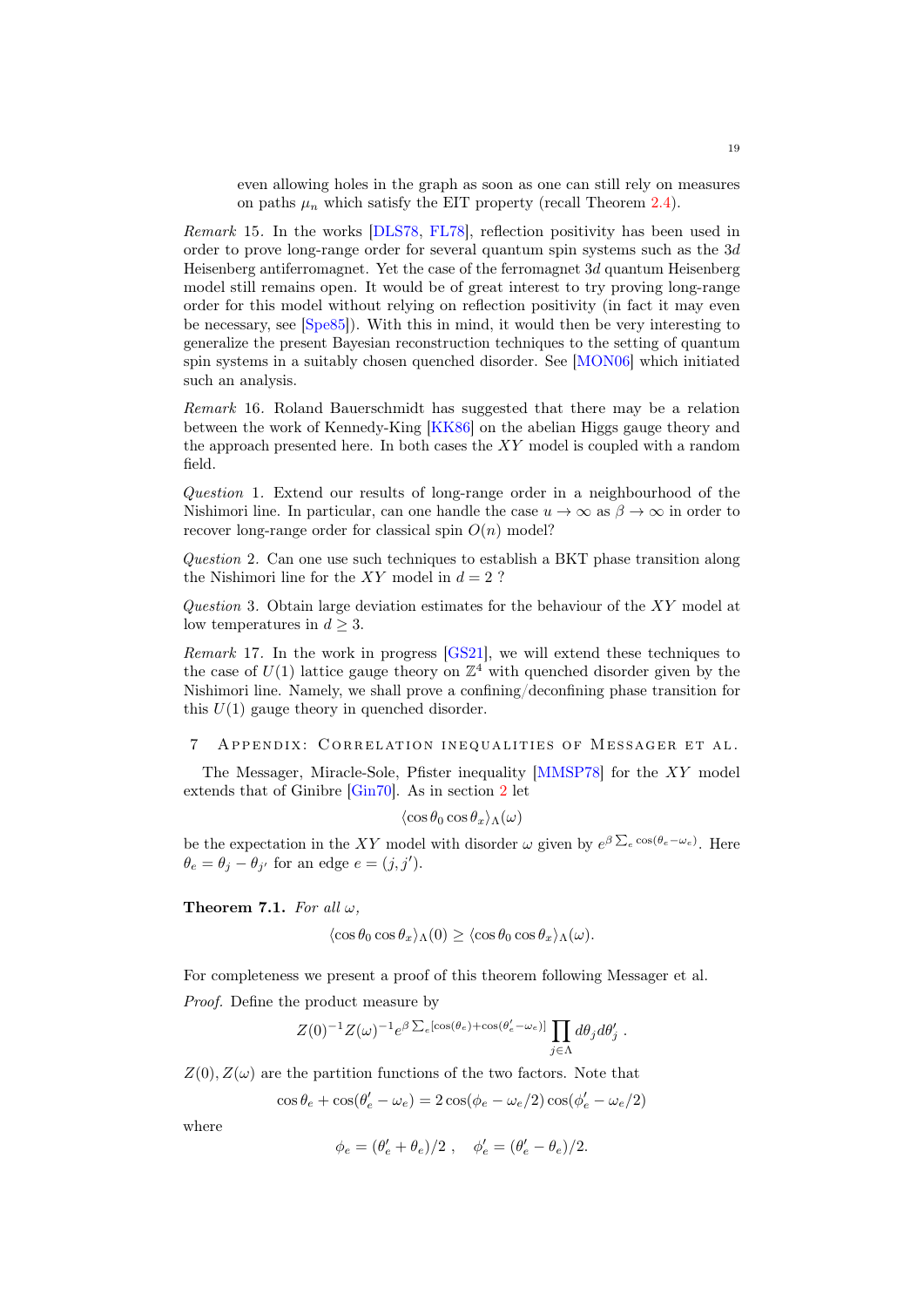even allowing holes in the graph as soon as one can still rely on measures on paths $\mu_n$ which satisfy the EIT property (recall Theorem 2.4).

*Remark* 15. In the works [DLS78, FL78], reflection positivity has been used in order to prove long-range order for several quantum spin systems such as the $3d$ Heisenberg antiferromagnet. Yet the case of the ferromagnet $3d$ quantum Heisenberg model still remains open. It would be of great interest to try proving long-range order for this model without relying on reflection positivity (in fact it may even be necessary, see [Spe85]). With this in mind, it would then be very interesting to generalize the present Bayesian reconstruction techniques to the setting of quantum spin systems in a suitably chosen quenched disorder. See [MON06] which initiated such an analysis.

*Remark* 16. Roland Bauerschmidt has suggested that there may be a relation between the work of Kennedy-King [KK86] on the abelian Higgs gauge theory and the approach presented here. In both cases the $XY$ model is coupled with a random field.

*Question* 1. Extend our results of long-range order in a neighbourhood of the Nishimori line. In particular, can one handle the case $u \to \infty$ as $\beta \to \infty$ in order to recover long-range order for classical spin $O(n)$ model?

*Question* 2. Can one use such techniques to establish a BKT phase transition along the Nishimori line for the $XY$ model in $d = 2$ ?

*Question* 3. Obtain large deviation estimates for the behaviour of the $XY$ model at low temperatures in $d \geq 3$.

*Remark* 17. In the work in progress [GS21], we will extend these techniques to the case of $U(1)$ lattice gauge theory on $\mathbb{Z}^4$ with quenched disorder given by the Nishimori line. Namely, we shall prove a confining/deconfining phase transition for this $U(1)$ gauge theory in quenched disorder.

## 7 Appendix: Correlation inequalities of Messager et al.

The Messager, Miracle-Sole, Pfister inequality [MMSP78] for the $XY$ model extends that of Ginibre [Gin70]. As in section 2 let

$$\langle \cos\theta_0 \cos\theta_x \rangle_\Lambda(\omega)$$

be the expectation in the $XY$ model with disorder $\omega$ given by $e^{\beta\sum_e \cos(\theta_e - \omega_e)}$. Here $\theta_e = \theta_j - \theta_{j'}$ for an edge $e = (j, j')$.

**Theorem 7.1.** *For all* $\omega$,

$$\langle \cos\theta_0 \cos\theta_x \rangle_\Lambda(0) \geq \langle \cos\theta_0 \cos\theta_x \rangle_\Lambda(\omega).$$

For completeness we present a proof of this theorem following Messager et al.

*Proof.* Define the product measure by

$$Z(0)^{-1}Z(\omega)^{-1}e^{\beta\sum_e[\cos(\theta_e)+\cos(\theta'_e-\omega_e)]}\prod_{j\in\Lambda} d\theta_j d\theta'_j \ .$$

$Z(0), Z(\omega)$ are the partition functions of the two factors. Note that

$$\cos\theta_e + \cos(\theta'_e - \omega_e) = 2\cos(\phi_e - \omega_e/2)\cos(\phi'_e - \omega_e/2)$$

where

$$\phi_e = (\theta'_e + \theta_e)/2 \ , \quad \phi'_e = (\theta'_e - \theta_e)/2.$$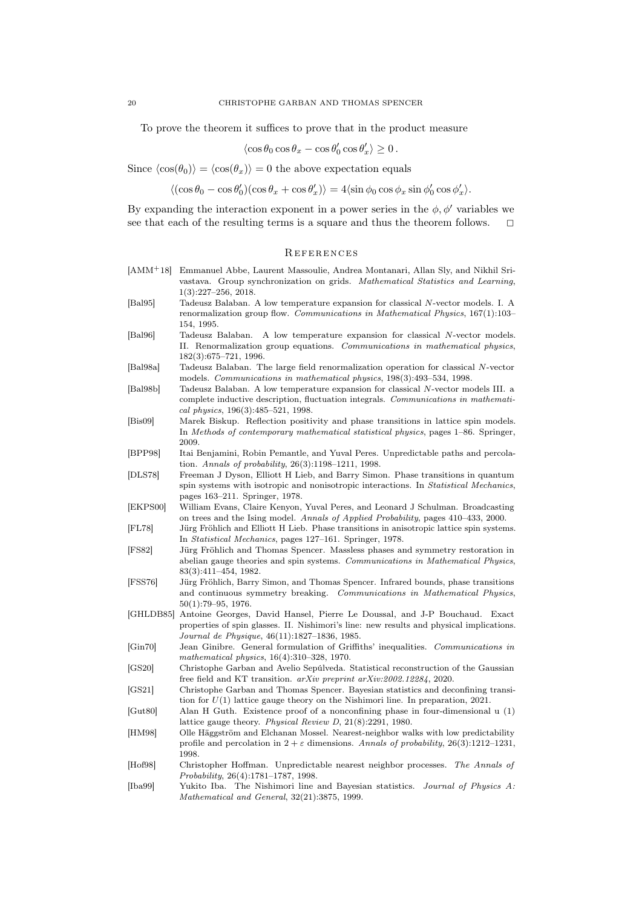To prove the theorem it suffices to prove that in the product measure

$$\langle \cos\theta_0 \cos\theta_x - \cos\theta_0' \cos\theta_x' \rangle \geq 0\,.$$

Since $\langle \cos(\theta_0) \rangle = \langle \cos(\theta_x) \rangle = 0$ the above expectation equals

$$\langle (\cos\theta_0 - \cos\theta_0')(\cos\theta_x + \cos\theta_x') \rangle = 4 \langle \sin\phi_0 \cos\phi_x \sin\phi_0' \cos\phi_x' \rangle.$$

By expanding the interaction exponent in a power series in the $\phi, \phi'$ variables we see that each of the resulting terms is a square and thus the theorem follows. □

## References

- [AMM+18] Emmanuel Abbe, Laurent Massoulie, Andrea Montanari, Allan Sly, and Nikhil Srivastava. Group synchronization on grids. *Mathematical Statistics and Learning*, 1(3):227–256, 2018.
- [Bal95] Tadeusz Balaban. A low temperature expansion for classical $N$-vector models. I. A renormalization group flow. *Communications in Mathematical Physics*, 167(1):103–154, 1995.
- [Bal96] Tadeusz Balaban. A low temperature expansion for classical $N$-vector models. II. Renormalization group equations. *Communications in mathematical physics*, 182(3):675–721, 1996.
- [Bal98a] Tadeusz Balaban. The large field renormalization operation for classical $N$-vector models. *Communications in mathematical physics*, 198(3):493–534, 1998.
- [Bal98b] Tadeusz Balaban. A low temperature expansion for classical $N$-vector models III. a complete inductive description, fluctuation integrals. *Communications in mathematical physics*, 196(3):485–521, 1998.
- [Bis09] Marek Biskup. Reflection positivity and phase transitions in lattice spin models. In *Methods of contemporary mathematical statistical physics*, pages 1–86. Springer, 2009.
- [BPP98] Itai Benjamini, Robin Pemantle, and Yuval Peres. Unpredictable paths and percolation. *Annals of probability*, 26(3):1198–1211, 1998.
- [DLS78] Freeman J Dyson, Elliott H Lieb, and Barry Simon. Phase transitions in quantum spin systems with isotropic and nonisotropic interactions. In *Statistical Mechanics*, pages 163–211. Springer, 1978.
- [EKPS00] William Evans, Claire Kenyon, Yuval Peres, and Leonard J Schulman. Broadcasting on trees and the Ising model. *Annals of Applied Probability*, pages 410–433, 2000.
- [FL78] Jürg Fröhlich and Elliott H Lieb. Phase transitions in anisotropic lattice spin systems. In *Statistical Mechanics*, pages 127–161. Springer, 1978.
- [FS82] Jürg Fröhlich and Thomas Spencer. Massless phases and symmetry restoration in abelian gauge theories and spin systems. *Communications in Mathematical Physics*, 83(3):411–454, 1982.
- [FSS76] Jürg Fröhlich, Barry Simon, and Thomas Spencer. Infrared bounds, phase transitions and continuous symmetry breaking. *Communications in Mathematical Physics*, 50(1):79–95, 1976.
- [GHLDB85] Antoine Georges, David Hansel, Pierre Le Doussal, and J-P Bouchaud. Exact properties of spin glasses. II. Nishimori's line: new results and physical implications. *Journal de Physique*, 46(11):1827–1836, 1985.
- [Gin70] Jean Ginibre. General formulation of Griffiths' inequalities. *Communications in mathematical physics*, 16(4):310–328, 1970.
- [GS20] Christophe Garban and Avelio Sepúlveda. Statistical reconstruction of the Gaussian free field and KT transition. *arXiv preprint arXiv:2002.12284*, 2020.
- [GS21] Christophe Garban and Thomas Spencer. Bayesian statistics and deconfining transition for $U(1)$ lattice gauge theory on the Nishimori line. In preparation, 2021.
- [Gut80] Alan H Guth. Existence proof of a nonconfining phase in four-dimensional u (1) lattice gauge theory. *Physical Review D*, 21(8):2291, 1980.
- [HM98] Olle Häggström and Elchanan Mossel. Nearest-neighbor walks with low predictability profile and percolation in $2+\varepsilon$ dimensions. *Annals of probability*, 26(3):1212–1231, 1998.
- [Hof98] Christopher Hoffman. Unpredictable nearest neighbor processes. *The Annals of Probability*, 26(4):1781–1787, 1998.
- [Iba99] Yukito Iba. The Nishimori line and Bayesian statistics. *Journal of Physics A: Mathematical and General*, 32(21):3875, 1999.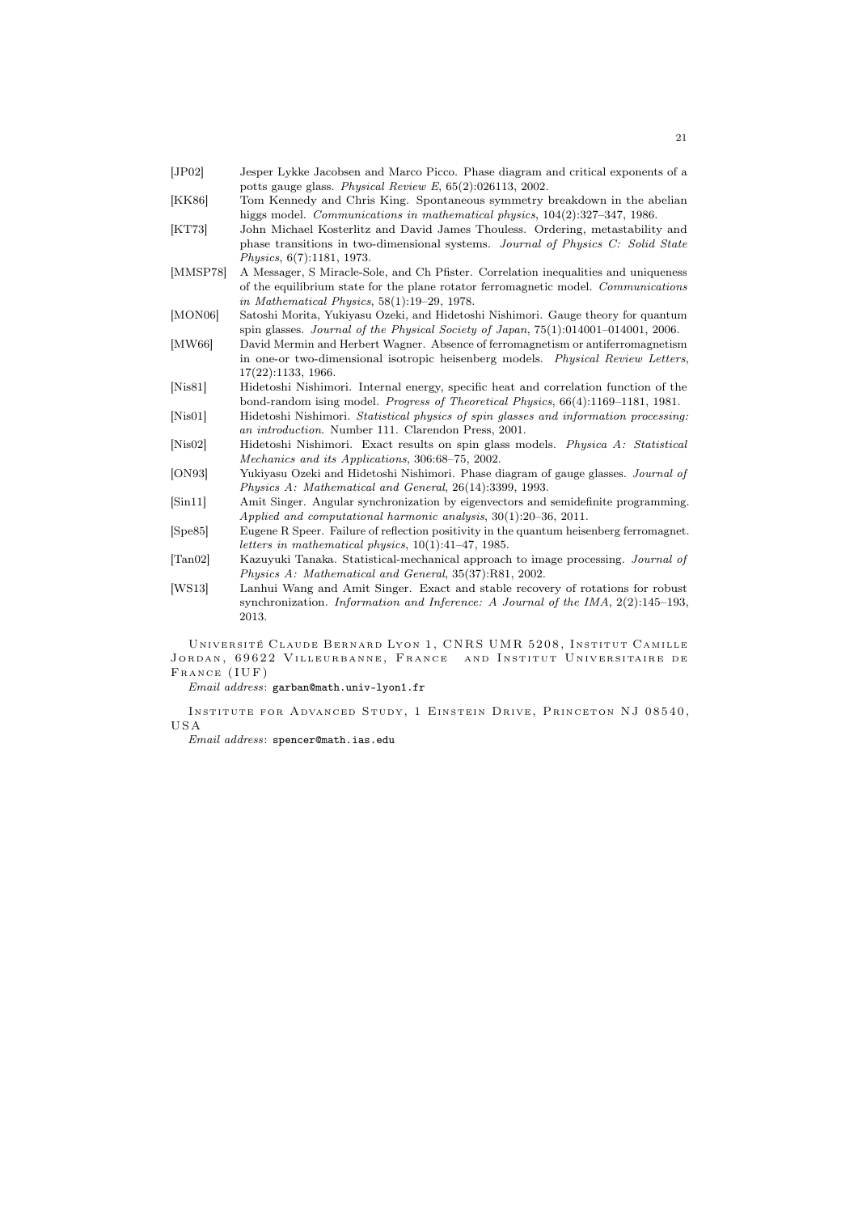[JP02] Jesper Lykke Jacobsen and Marco Picco. Phase diagram and critical exponents of a potts gauge glass. *Physical Review E*, 65(2):026113, 2002.

[KK86] Tom Kennedy and Chris King. Spontaneous symmetry breakdown in the abelian higgs model. *Communications in mathematical physics*, 104(2):327–347, 1986.

[KT73] John Michael Kosterlitz and David James Thouless. Ordering, metastability and phase transitions in two-dimensional systems. *Journal of Physics C: Solid State Physics*, 6(7):1181, 1973.

[MMSP78] A Messager, S Miracle-Sole, and Ch Pfister. Correlation inequalities and uniqueness of the equilibrium state for the plane rotator ferromagnetic model. *Communications in Mathematical Physics*, 58(1):19–29, 1978.

[MON06] Satoshi Morita, Yukiyasu Ozeki, and Hidetoshi Nishimori. Gauge theory for quantum spin glasses. *Journal of the Physical Society of Japan*, 75(1):014001–014001, 2006.

[MW66] David Mermin and Herbert Wagner. Absence of ferromagnetism or antiferromagnetism in one-or two-dimensional isotropic heisenberg models. *Physical Review Letters*, 17(22):1133, 1966.

[Nis81] Hidetoshi Nishimori. Internal energy, specific heat and correlation function of the bond-random ising model. *Progress of Theoretical Physics*, 66(4):1169–1181, 1981.

[Nis01] Hidetoshi Nishimori. *Statistical physics of spin glasses and information processing: an introduction*. Number 111. Clarendon Press, 2001.

[Nis02] Hidetoshi Nishimori. Exact results on spin glass models. *Physica A: Statistical Mechanics and its Applications*, 306:68–75, 2002.

[ON93] Yukiyasu Ozeki and Hidetoshi Nishimori. Phase diagram of gauge glasses. *Journal of Physics A: Mathematical and General*, 26(14):3399, 1993.

[Sin11] Amit Singer. Angular synchronization by eigenvectors and semidefinite programming. *Applied and computational harmonic analysis*, 30(1):20–36, 2011.

[Spe85] Eugene R Speer. Failure of reflection positivity in the quantum heisenberg ferromagnet. *letters in mathematical physics*, 10(1):41–47, 1985.

[Tan02] Kazuyuki Tanaka. Statistical-mechanical approach to image processing. *Journal of Physics A: Mathematical and General*, 35(37):R81, 2002.

[WS13] Lanhui Wang and Amit Singer. Exact and stable recovery of rotations for robust synchronization. *Information and Inference: A Journal of the IMA*, 2(2):145–193, 2013.

Université Claude Bernard Lyon 1, CNRS UMR 5208, Institut Camille Jordan, 69622 Villeurbanne, France and Institut Universitaire de France (IUF)

*Email address*: garban@math.univ-lyon1.fr

Institute for Advanced Study, 1 Einstein Drive, Princeton NJ 08540, USA

*Email address*: spencer@math.ias.edu